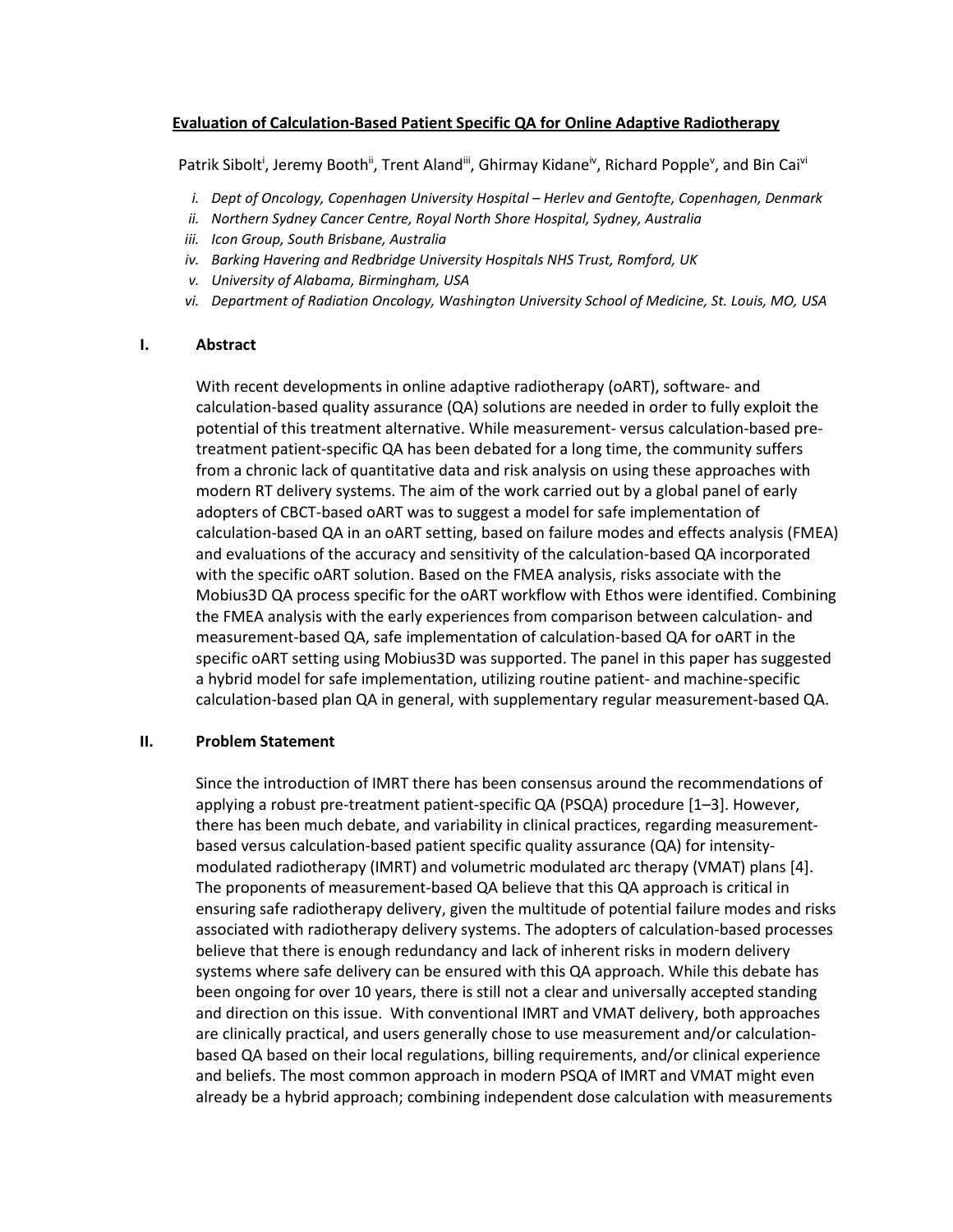# Evaluation of Calculation-Based Patient Specific QA for Online Adaptive Radiotherapy

Patrik Sibolt[i], Jeremy Booth[ii], Trent Aland[iii], Ghirmay Kidane[iv], Richard Popple[v], and Bin Cai[vi]

- *i. Dept of Oncology, Copenhagen University Hospital – Herlev and Gentofte, Copenhagen, Denmark*
- *ii. Northern Sydney Cancer Centre, Royal North Shore Hospital, Sydney, Australia*
- *iii. Icon Group, South Brisbane, Australia*
- *iv. Barking Havering and Redbridge University Hospitals NHS Trust, Romford, UK*
- *v. University of Alabama, Birmingham, USA*
- *vi. Department of Radiation Oncology, Washington University School of Medicine, St. Louis, MO, USA*

## I. Abstract

With recent developments in online adaptive radiotherapy (oART), software- and calculation-based quality assurance (QA) solutions are needed in order to fully exploit the potential of this treatment alternative. While measurement- versus calculation-based pre-treatment patient-specific QA has been debated for a long time, the community suffers from a chronic lack of quantitative data and risk analysis on using these approaches with modern RT delivery systems. The aim of the work carried out by a global panel of early adopters of CBCT-based oART was to suggest a model for safe implementation of calculation-based QA in an oART setting, based on failure modes and effects analysis (FMEA) and evaluations of the accuracy and sensitivity of the calculation-based QA incorporated with the specific oART solution. Based on the FMEA analysis, risks associate with the Mobius3D QA process specific for the oART workflow with Ethos were identified. Combining the FMEA analysis with the early experiences from comparison between calculation- and measurement-based QA, safe implementation of calculation-based QA for oART in the specific oART setting using Mobius3D was supported. The panel in this paper has suggested a hybrid model for safe implementation, utilizing routine patient- and machine-specific calculation-based plan QA in general, with supplementary regular measurement-based QA.

## II. Problem Statement

Since the introduction of IMRT there has been consensus around the recommendations of applying a robust pre-treatment patient-specific QA (PSQA) procedure [1–3]. However, there has been much debate, and variability in clinical practices, regarding measurement-based versus calculation-based patient specific quality assurance (QA) for intensity-modulated radiotherapy (IMRT) and volumetric modulated arc therapy (VMAT) plans [4]. The proponents of measurement-based QA believe that this QA approach is critical in ensuring safe radiotherapy delivery, given the multitude of potential failure modes and risks associated with radiotherapy delivery systems. The adopters of calculation-based processes believe that there is enough redundancy and lack of inherent risks in modern delivery systems where safe delivery can be ensured with this QA approach. While this debate has been ongoing for over 10 years, there is still not a clear and universally accepted standing and direction on this issue. With conventional IMRT and VMAT delivery, both approaches are clinically practical, and users generally chose to use measurement and/or calculation-based QA based on their local regulations, billing requirements, and/or clinical experience and beliefs. The most common approach in modern PSQA of IMRT and VMAT might even already be a hybrid approach; combining independent dose calculation with measurements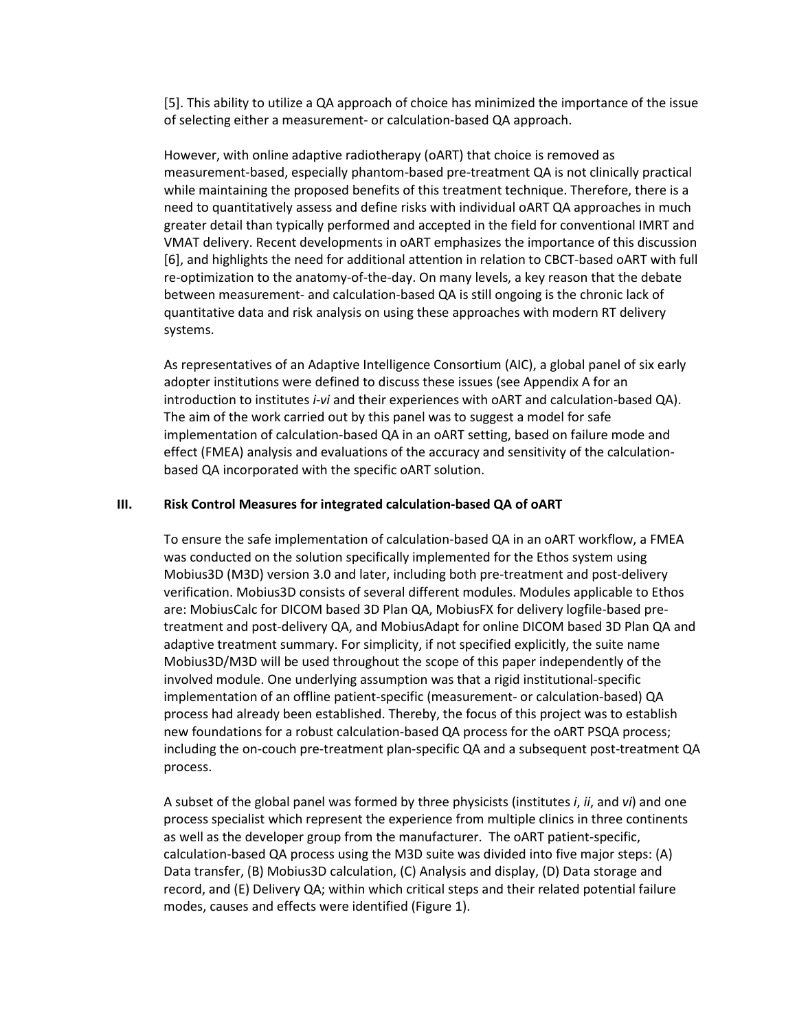[5]. This ability to utilize a QA approach of choice has minimized the importance of the issue of selecting either a measurement- or calculation-based QA approach.

However, with online adaptive radiotherapy (oART) that choice is removed as measurement-based, especially phantom-based pre-treatment QA is not clinically practical while maintaining the proposed benefits of this treatment technique. Therefore, there is a need to quantitatively assess and define risks with individual oART QA approaches in much greater detail than typically performed and accepted in the field for conventional IMRT and VMAT delivery. Recent developments in oART emphasizes the importance of this discussion [6], and highlights the need for additional attention in relation to CBCT-based oART with full re-optimization to the anatomy-of-the-day. On many levels, a key reason that the debate between measurement- and calculation-based QA is still ongoing is the chronic lack of quantitative data and risk analysis on using these approaches with modern RT delivery systems.

As representatives of an Adaptive Intelligence Consortium (AIC), a global panel of six early adopter institutions were defined to discuss these issues (see Appendix A for an introduction to institutes *i*-*vi* and their experiences with oART and calculation-based QA). The aim of the work carried out by this panel was to suggest a model for safe implementation of calculation-based QA in an oART setting, based on failure mode and effect (FMEA) analysis and evaluations of the accuracy and sensitivity of the calculation-based QA incorporated with the specific oART solution.

## III. Risk Control Measures for integrated calculation-based QA of oART

To ensure the safe implementation of calculation-based QA in an oART workflow, a FMEA was conducted on the solution specifically implemented for the Ethos system using Mobius3D (M3D) version 3.0 and later, including both pre-treatment and post-delivery verification. Mobius3D consists of several different modules. Modules applicable to Ethos are: MobiusCalc for DICOM based 3D Plan QA, MobiusFX for delivery logfile-based pre-treatment and post-delivery QA, and MobiusAdapt for online DICOM based 3D Plan QA and adaptive treatment summary. For simplicity, if not specified explicitly, the suite name Mobius3D/M3D will be used throughout the scope of this paper independently of the involved module. One underlying assumption was that a rigid institutional-specific implementation of an offline patient-specific (measurement- or calculation-based) QA process had already been established. Thereby, the focus of this project was to establish new foundations for a robust calculation-based QA process for the oART PSQA process; including the on-couch pre-treatment plan-specific QA and a subsequent post-treatment QA process.

A subset of the global panel was formed by three physicists (institutes *i*, *ii*, and *vi*) and one process specialist which represent the experience from multiple clinics in three continents as well as the developer group from the manufacturer. The oART patient-specific, calculation-based QA process using the M3D suite was divided into five major steps: (A) Data transfer, (B) Mobius3D calculation, (C) Analysis and display, (D) Data storage and record, and (E) Delivery QA; within which critical steps and their related potential failure modes, causes and effects were identified (Figure 1).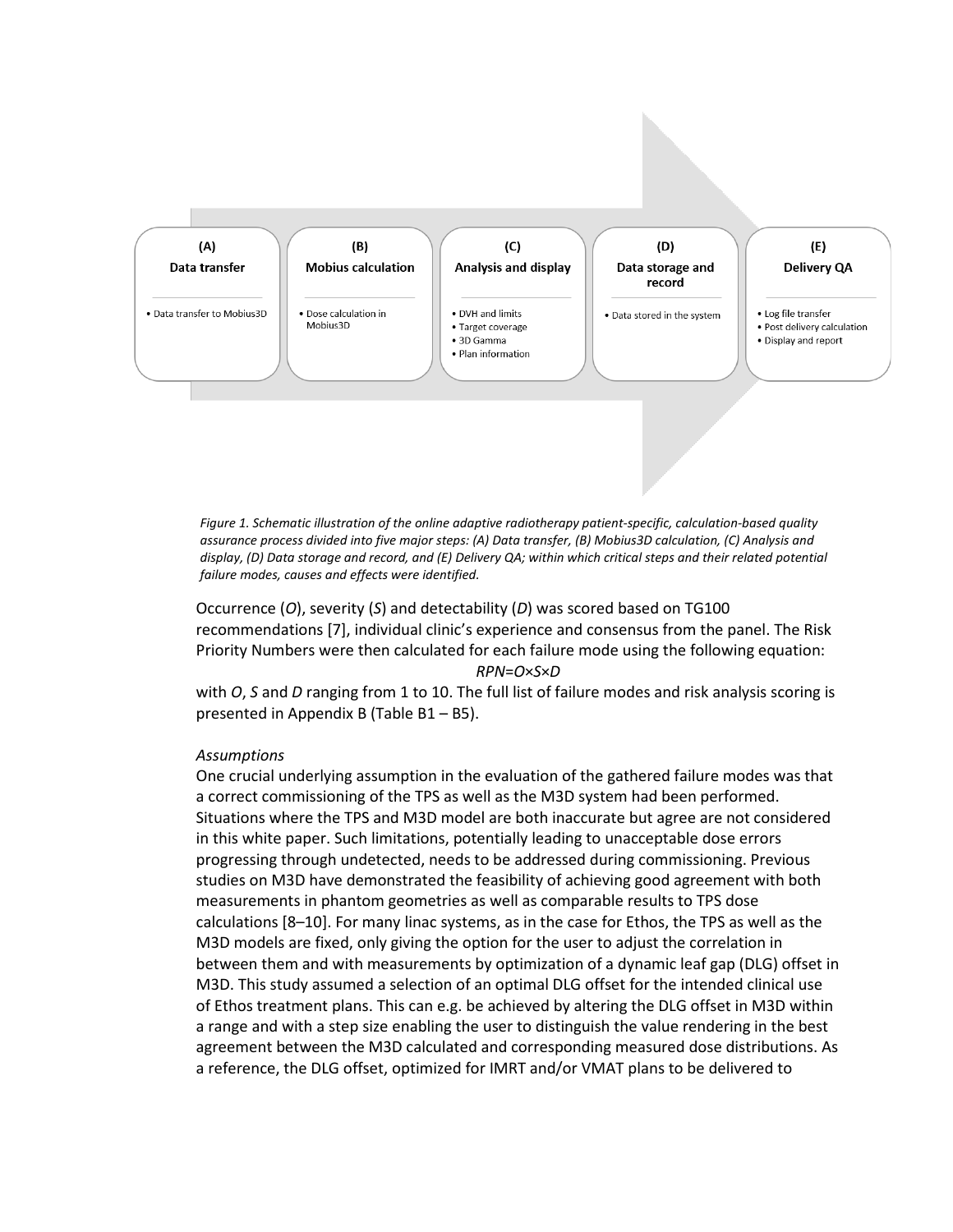| (A) Data transfer | (B) Mobius calculation | (C) Analysis and display | (D) Data storage and record | (E) Delivery QA |
|---|---|---|---|---|
| • Data transfer to Mobius3D | • Dose calculation in Mobius3D | • DVH and limits<br>• Target coverage<br>• 3D Gamma<br>• Plan information | • Data stored in the system | • Log file transfer<br>• Post delivery calculation<br>• Display and report |

*Figure 1. Schematic illustration of the online adaptive radiotherapy patient-specific, calculation-based quality assurance process divided into five major steps: (A) Data transfer, (B) Mobius3D calculation, (C) Analysis and display, (D) Data storage and record, and (E) Delivery QA; within which critical steps and their related potential failure modes, causes and effects were identified.*

Occurrence (*O*), severity (*S*) and detectability (*D*) was scored based on TG100 recommendations [7], individual clinic's experience and consensus from the panel. The Risk Priority Numbers were then calculated for each failure mode using the following equation:

$$RPN = O \times S \times D$$

with *O*, *S* and *D* ranging from 1 to 10. The full list of failure modes and risk analysis scoring is presented in Appendix B (Table B1 – B5).

*Assumptions*

One crucial underlying assumption in the evaluation of the gathered failure modes was that a correct commissioning of the TPS as well as the M3D system had been performed. Situations where the TPS and M3D model are both inaccurate but agree are not considered in this white paper. Such limitations, potentially leading to unacceptable dose errors progressing through undetected, needs to be addressed during commissioning. Previous studies on M3D have demonstrated the feasibility of achieving good agreement with both measurements in phantom geometries as well as comparable results to TPS dose calculations [8–10]. For many linac systems, as in the case for Ethos, the TPS as well as the M3D models are fixed, only giving the option for the user to adjust the correlation in between them and with measurements by optimization of a dynamic leaf gap (DLG) offset in M3D. This study assumed a selection of an optimal DLG offset for the intended clinical use of Ethos treatment plans. This can e.g. be achieved by altering the DLG offset in M3D within a range and with a step size enabling the user to distinguish the value rendering in the best agreement between the M3D calculated and corresponding measured dose distributions. As a reference, the DLG offset, optimized for IMRT and/or VMAT plans to be delivered to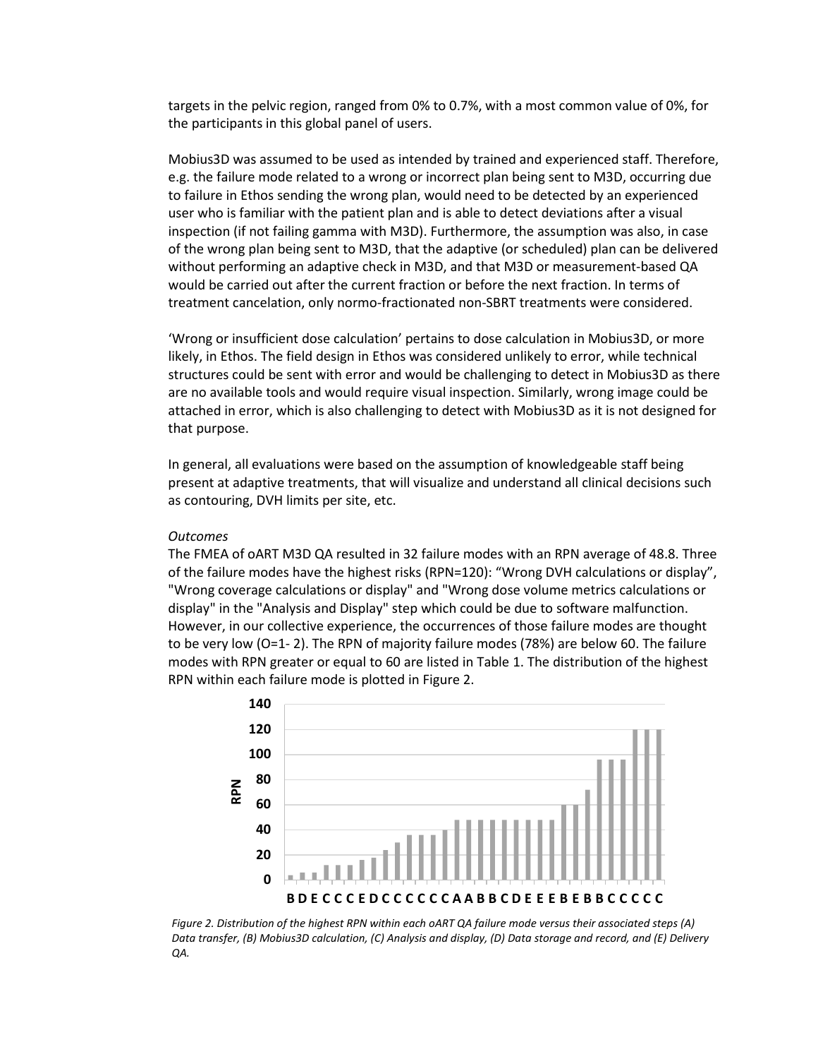targets in the pelvic region, ranged from 0% to 0.7%, with a most common value of 0%, for the participants in this global panel of users.

Mobius3D was assumed to be used as intended by trained and experienced staff. Therefore, e.g. the failure mode related to a wrong or incorrect plan being sent to M3D, occurring due to failure in Ethos sending the wrong plan, would need to be detected by an experienced user who is familiar with the patient plan and is able to detect deviations after a visual inspection (if not failing gamma with M3D). Furthermore, the assumption was also, in case of the wrong plan being sent to M3D, that the adaptive (or scheduled) plan can be delivered without performing an adaptive check in M3D, and that M3D or measurement-based QA would be carried out after the current fraction or before the next fraction. In terms of treatment cancelation, only normo-fractionated non-SBRT treatments were considered.

'Wrong or insufficient dose calculation' pertains to dose calculation in Mobius3D, or more likely, in Ethos. The field design in Ethos was considered unlikely to error, while technical structures could be sent with error and would be challenging to detect in Mobius3D as there are no available tools and would require visual inspection. Similarly, wrong image could be attached in error, which is also challenging to detect with Mobius3D as it is not designed for that purpose.

In general, all evaluations were based on the assumption of knowledgeable staff being present at adaptive treatments, that will visualize and understand all clinical decisions such as contouring, DVH limits per site, etc.

*Outcomes*

The FMEA of oART M3D QA resulted in 32 failure modes with an RPN average of 48.8. Three of the failure modes have the highest risks (RPN=120): "Wrong DVH calculations or display", "Wrong coverage calculations or display" and "Wrong dose volume metrics calculations or display" in the "Analysis and Display" step which could be due to software malfunction. However, in our collective experience, the occurrences of those failure modes are thought to be very low (O=1- 2). The RPN of majority failure modes (78%) are below 60. The failure modes with RPN greater or equal to 60 are listed in Table 1. The distribution of the highest RPN within each failure mode is plotted in Figure 2.

*Figure 2. Distribution of the highest RPN within each oART QA failure mode versus their associated steps (A) Data transfer, (B) Mobius3D calculation, (C) Analysis and display, (D) Data storage and record, and (E) Delivery QA.*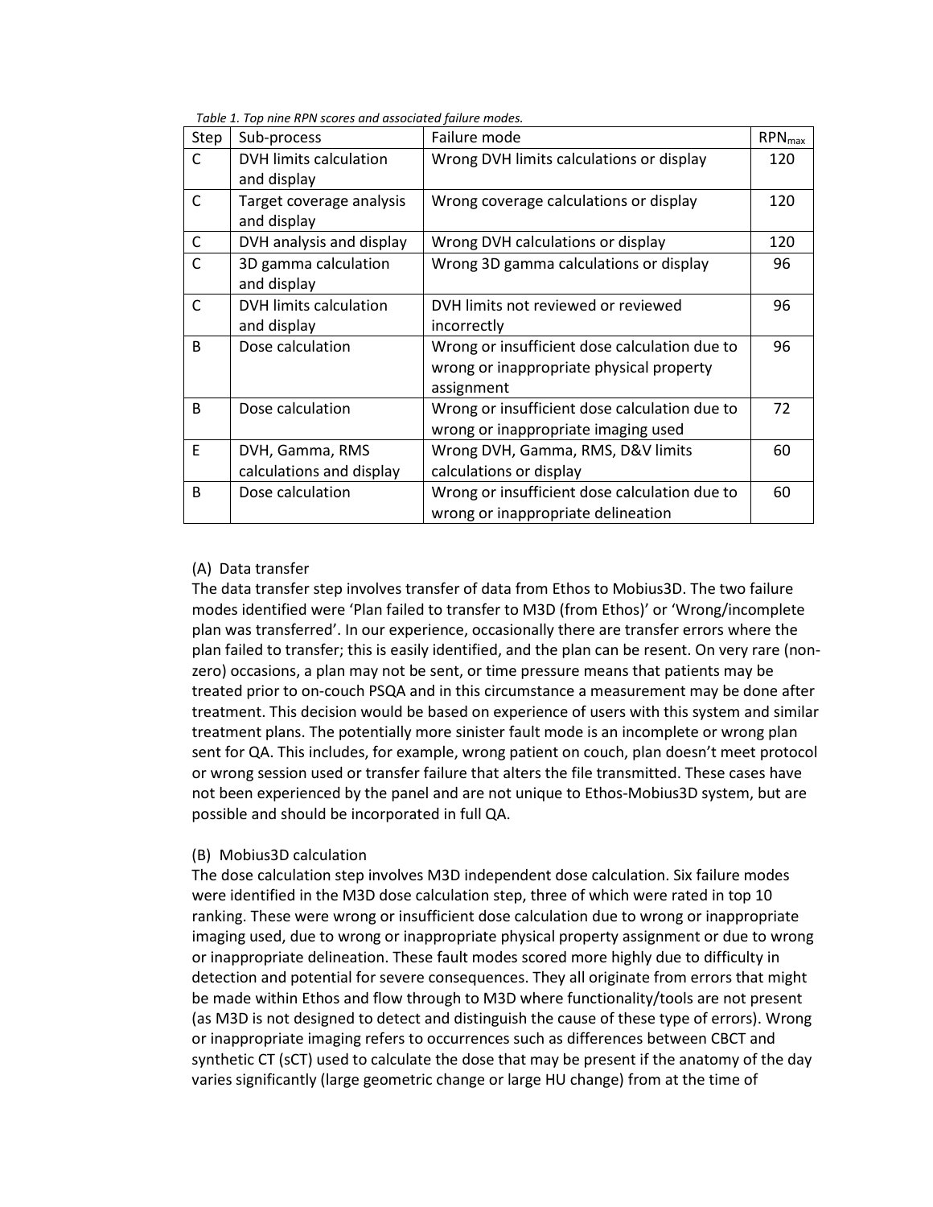*Table 1. Top nine RPN scores and associated failure modes.*

| Step | Sub-process | Failure mode | $RPN_{max}$ |
|---|---|---|---|
| C | DVH limits calculation and display | Wrong DVH limits calculations or display | 120 |
| C | Target coverage analysis and display | Wrong coverage calculations or display | 120 |
| C | DVH analysis and display | Wrong DVH calculations or display | 120 |
| C | 3D gamma calculation and display | Wrong 3D gamma calculations or display | 96 |
| C | DVH limits calculation and display | DVH limits not reviewed or reviewed incorrectly | 96 |
| B | Dose calculation | Wrong or insufficient dose calculation due to wrong or inappropriate physical property assignment | 96 |
| B | Dose calculation | Wrong or insufficient dose calculation due to wrong or inappropriate imaging used | 72 |
| E | DVH, Gamma, RMS calculations and display | Wrong DVH, Gamma, RMS, D&V limits calculations or display | 60 |
| B | Dose calculation | Wrong or insufficient dose calculation due to wrong or inappropriate delineation | 60 |

(A) Data transfer

The data transfer step involves transfer of data from Ethos to Mobius3D. The two failure modes identified were 'Plan failed to transfer to M3D (from Ethos)' or 'Wrong/incomplete plan was transferred'. In our experience, occasionally there are transfer errors where the plan failed to transfer; this is easily identified, and the plan can be resent. On very rare (non-zero) occasions, a plan may not be sent, or time pressure means that patients may be treated prior to on-couch PSQA and in this circumstance a measurement may be done after treatment. This decision would be based on experience of users with this system and similar treatment plans. The potentially more sinister fault mode is an incomplete or wrong plan sent for QA. This includes, for example, wrong patient on couch, plan doesn't meet protocol or wrong session used or transfer failure that alters the file transmitted. These cases have not been experienced by the panel and are not unique to Ethos-Mobius3D system, but are possible and should be incorporated in full QA.

(B) Mobius3D calculation

The dose calculation step involves M3D independent dose calculation. Six failure modes were identified in the M3D dose calculation step, three of which were rated in top 10 ranking. These were wrong or insufficient dose calculation due to wrong or inappropriate imaging used, due to wrong or inappropriate physical property assignment or due to wrong or inappropriate delineation. These fault modes scored more highly due to difficulty in detection and potential for severe consequences. They all originate from errors that might be made within Ethos and flow through to M3D where functionality/tools are not present (as M3D is not designed to detect and distinguish the cause of these type of errors). Wrong or inappropriate imaging refers to occurrences such as differences between CBCT and synthetic CT (sCT) used to calculate the dose that may be present if the anatomy of the day varies significantly (large geometric change or large HU change) from at the time of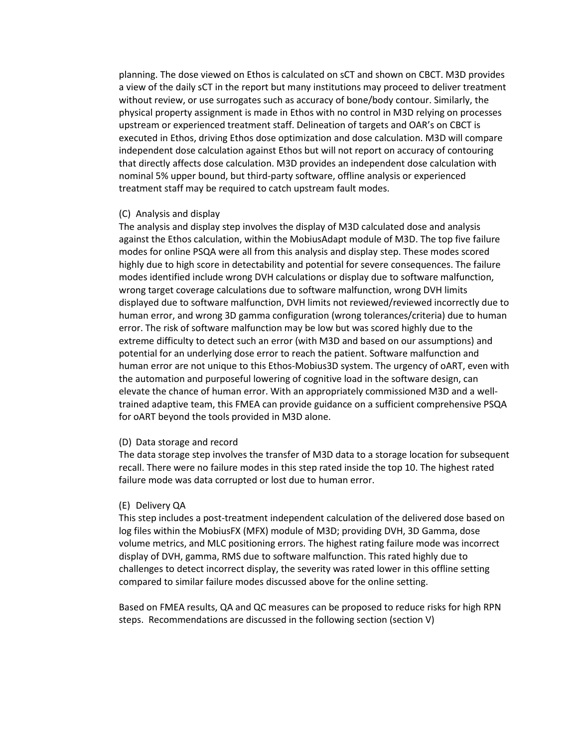planning. The dose viewed on Ethos is calculated on sCT and shown on CBCT. M3D provides a view of the daily sCT in the report but many institutions may proceed to deliver treatment without review, or use surrogates such as accuracy of bone/body contour. Similarly, the physical property assignment is made in Ethos with no control in M3D relying on processes upstream or experienced treatment staff. Delineation of targets and OAR's on CBCT is executed in Ethos, driving Ethos dose optimization and dose calculation. M3D will compare independent dose calculation against Ethos but will not report on accuracy of contouring that directly affects dose calculation. M3D provides an independent dose calculation with nominal 5% upper bound, but third-party software, offline analysis or experienced treatment staff may be required to catch upstream fault modes.

(C) Analysis and display

The analysis and display step involves the display of M3D calculated dose and analysis against the Ethos calculation, within the MobiusAdapt module of M3D. The top five failure modes for online PSQA were all from this analysis and display step. These modes scored highly due to high score in detectability and potential for severe consequences. The failure modes identified include wrong DVH calculations or display due to software malfunction, wrong target coverage calculations due to software malfunction, wrong DVH limits displayed due to software malfunction, DVH limits not reviewed/reviewed incorrectly due to human error, and wrong 3D gamma configuration (wrong tolerances/criteria) due to human error. The risk of software malfunction may be low but was scored highly due to the extreme difficulty to detect such an error (with M3D and based on our assumptions) and potential for an underlying dose error to reach the patient. Software malfunction and human error are not unique to this Ethos-Mobius3D system. The urgency of oART, even with the automation and purposeful lowering of cognitive load in the software design, can elevate the chance of human error. With an appropriately commissioned M3D and a well-trained adaptive team, this FMEA can provide guidance on a sufficient comprehensive PSQA for oART beyond the tools provided in M3D alone.

(D) Data storage and record

The data storage step involves the transfer of M3D data to a storage location for subsequent recall. There were no failure modes in this step rated inside the top 10. The highest rated failure mode was data corrupted or lost due to human error.

(E) Delivery QA

This step includes a post-treatment independent calculation of the delivered dose based on log files within the MobiusFX (MFX) module of M3D; providing DVH, 3D Gamma, dose volume metrics, and MLC positioning errors. The highest rating failure mode was incorrect display of DVH, gamma, RMS due to software malfunction. This rated highly due to challenges to detect incorrect display, the severity was rated lower in this offline setting compared to similar failure modes discussed above for the online setting.

Based on FMEA results, QA and QC measures can be proposed to reduce risks for high RPN steps. Recommendations are discussed in the following section (section V)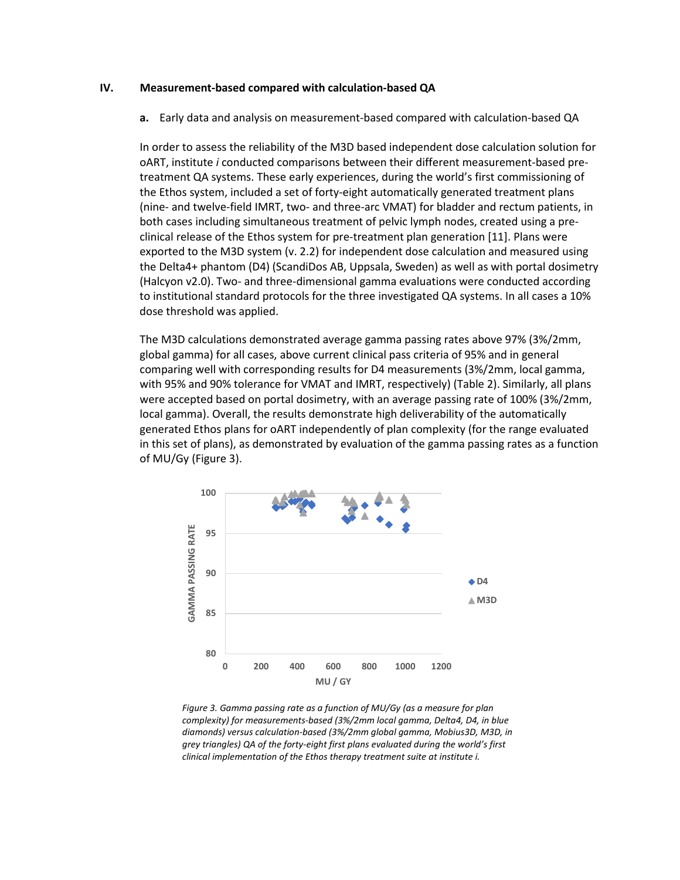## IV. Measurement-based compared with calculation-based QA

**a.** Early data and analysis on measurement-based compared with calculation-based QA

In order to assess the reliability of the M3D based independent dose calculation solution for oART, institute *i* conducted comparisons between their different measurement-based pre-treatment QA systems. These early experiences, during the world's first commissioning of the Ethos system, included a set of forty-eight automatically generated treatment plans (nine- and twelve-field IMRT, two- and three-arc VMAT) for bladder and rectum patients, in both cases including simultaneous treatment of pelvic lymph nodes, created using a pre-clinical release of the Ethos system for pre-treatment plan generation [11]. Plans were exported to the M3D system (v. 2.2) for independent dose calculation and measured using the Delta4+ phantom (D4) (ScandiDos AB, Uppsala, Sweden) as well as with portal dosimetry (Halcyon v2.0). Two- and three-dimensional gamma evaluations were conducted according to institutional standard protocols for the three investigated QA systems. In all cases a 10% dose threshold was applied.

The M3D calculations demonstrated average gamma passing rates above 97% (3%/2mm, global gamma) for all cases, above current clinical pass criteria of 95% and in general comparing well with corresponding results for D4 measurements (3%/2mm, local gamma, with 95% and 90% tolerance for VMAT and IMRT, respectively) (Table 2). Similarly, all plans were accepted based on portal dosimetry, with an average passing rate of 100% (3%/2mm, local gamma). Overall, the results demonstrate high deliverability of the automatically generated Ethos plans for oART independently of plan complexity (for the range evaluated in this set of plans), as demonstrated by evaluation of the gamma passing rates as a function of MU/Gy (Figure 3).

*Figure 3. Gamma passing rate as a function of MU/Gy (as a measure for plan complexity) for measurements-based (3%/2mm local gamma, Delta4, D4, in blue diamonds) versus calculation-based (3%/2mm global gamma, Mobius3D, M3D, in grey triangles) QA of the forty-eight first plans evaluated during the world's first clinical implementation of the Ethos therapy treatment suite at institute i.*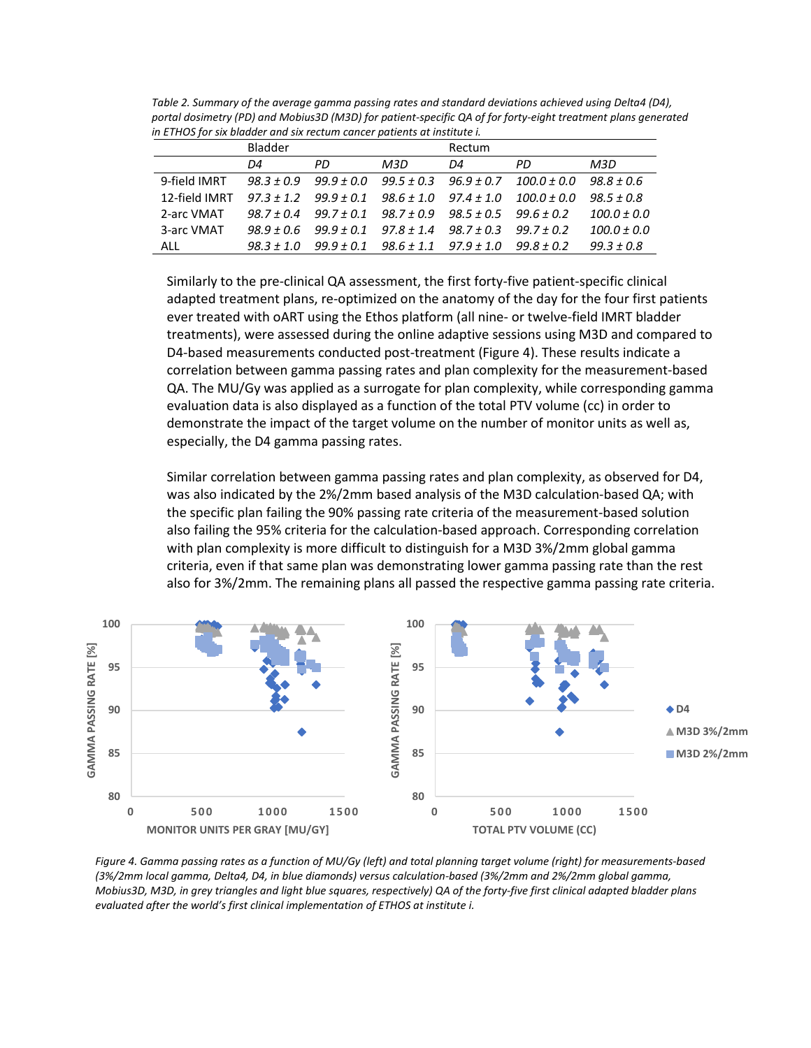*Table 2. Summary of the average gamma passing rates and standard deviations achieved using Delta4 (D4), portal dosimetry (PD) and Mobius3D (M3D) for patient-specific QA of for forty-eight treatment plans generated in ETHOS for six bladder and six rectum cancer patients at institute i.*

| | Bladder | | | Rectum | | |
|---|---|---|---|---|---|---|
| | *D4* | *PD* | *M3D* | *D4* | *PD* | *M3D* |
| 9-field IMRT | *98.3 ± 0.9* | *99.9 ± 0.0* | *99.5 ± 0.3* | *96.9 ± 0.7* | *100.0 ± 0.0* | *98.8 ± 0.6* |
| 12-field IMRT | *97.3 ± 1.2* | *99.9 ± 0.1* | *98.6 ± 1.0* | *97.4 ± 1.0* | *100.0 ± 0.0* | *98.5 ± 0.8* |
| 2-arc VMAT | *98.7 ± 0.4* | *99.7 ± 0.1* | *98.7 ± 0.9* | *98.5 ± 0.5* | *99.6 ± 0.2* | *100.0 ± 0.0* |
| 3-arc VMAT | *98.9 ± 0.6* | *99.9 ± 0.1* | *97.8 ± 1.4* | *98.7 ± 0.3* | *99.7 ± 0.2* | *100.0 ± 0.0* |
| ALL | *98.3 ± 1.0* | *99.9 ± 0.1* | *98.6 ± 1.1* | *97.9 ± 1.0* | *99.8 ± 0.2* | *99.3 ± 0.8* |

Similarly to the pre-clinical QA assessment, the first forty-five patient-specific clinical adapted treatment plans, re-optimized on the anatomy of the day for the four first patients ever treated with oART using the Ethos platform (all nine- or twelve-field IMRT bladder treatments), were assessed during the online adaptive sessions using M3D and compared to D4-based measurements conducted post-treatment (Figure 4). These results indicate a correlation between gamma passing rates and plan complexity for the measurement-based QA. The MU/Gy was applied as a surrogate for plan complexity, while corresponding gamma evaluation data is also displayed as a function of the total PTV volume (cc) in order to demonstrate the impact of the target volume on the number of monitor units as well as, especially, the D4 gamma passing rates.

Similar correlation between gamma passing rates and plan complexity, as observed for D4, was also indicated by the 2%/2mm based analysis of the M3D calculation-based QA; with the specific plan failing the 90% passing rate criteria of the measurement-based solution also failing the 95% criteria for the calculation-based approach. Corresponding correlation with plan complexity is more difficult to distinguish for a M3D 3%/2mm global gamma criteria, even if that same plan was demonstrating lower gamma passing rate than the rest also for 3%/2mm. The remaining plans all passed the respective gamma passing rate criteria.

*Figure 4. Gamma passing rates as a function of MU/Gy (left) and total planning target volume (right) for measurements-based (3%/2mm local gamma, Delta4, D4, in blue diamonds) versus calculation-based (3%/2mm and 2%/2mm global gamma, Mobius3D, M3D, in grey triangles and light blue squares, respectively) QA of the forty-five first clinical adapted bladder plans evaluated after the world's first clinical implementation of ETHOS at institute i.*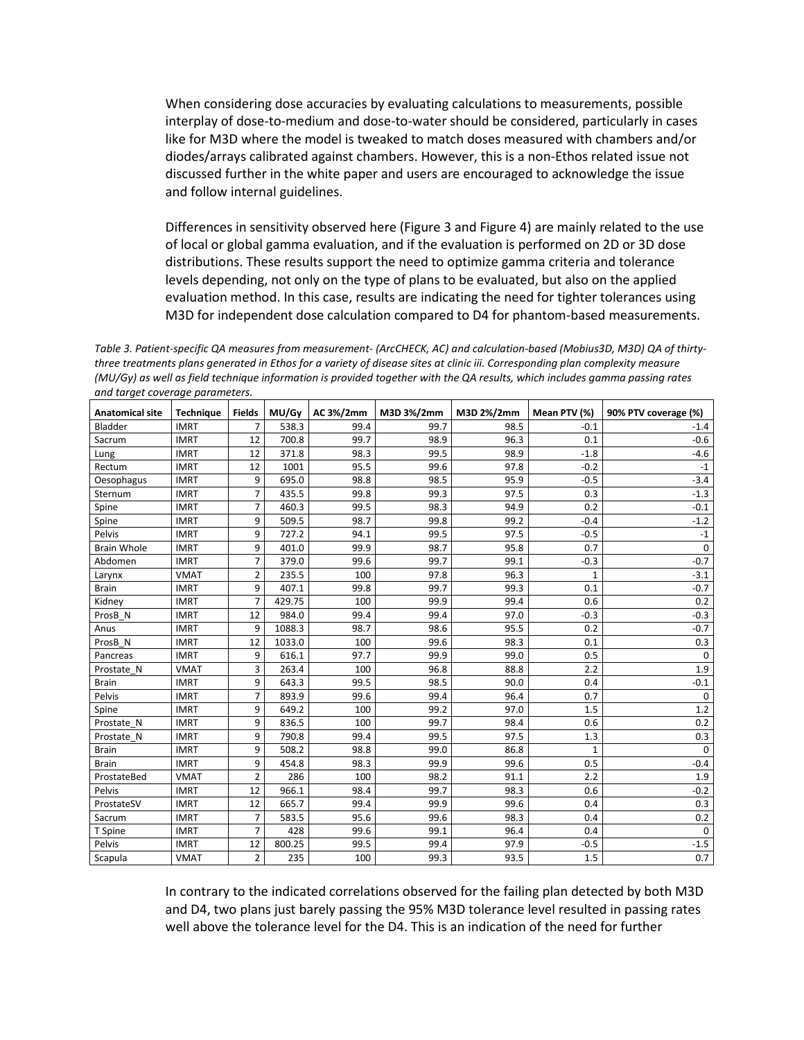When considering dose accuracies by evaluating calculations to measurements, possible interplay of dose-to-medium and dose-to-water should be considered, particularly in cases like for M3D where the model is tweaked to match doses measured with chambers and/or diodes/arrays calibrated against chambers. However, this is a non-Ethos related issue not discussed further in the white paper and users are encouraged to acknowledge the issue and follow internal guidelines.

Differences in sensitivity observed here (Figure 3 and Figure 4) are mainly related to the use of local or global gamma evaluation, and if the evaluation is performed on 2D or 3D dose distributions. These results support the need to optimize gamma criteria and tolerance levels depending, not only on the type of plans to be evaluated, but also on the applied evaluation method. In this case, results are indicating the need for tighter tolerances using M3D for independent dose calculation compared to D4 for phantom-based measurements.

*Table 3. Patient-specific QA measures from measurement- (ArcCHECK, AC) and calculation-based (Mobius3D, M3D) QA of thirty-three treatments plans generated in Ethos for a variety of disease sites at clinic iii. Corresponding plan complexity measure (MU/Gy) as well as field technique information is provided together with the QA results, which includes gamma passing rates and target coverage parameters.*

| Anatomical site | Technique | Fields | MU/Gy | AC 3%/2mm | M3D 3%/2mm | M3D 2%/2mm | Mean PTV (%) | 90% PTV coverage (%) |
|---|---|---|---|---|---|---|---|---|
| Bladder | IMRT | 7 | 538.3 | 99.4 | 99.7 | 98.5 | -0.1 | -1.4 |
| Sacrum | IMRT | 12 | 700.8 | 99.7 | 98.9 | 96.3 | 0.1 | -0.6 |
| Lung | IMRT | 12 | 371.8 | 98.3 | 99.5 | 98.9 | -1.8 | -4.6 |
| Rectum | IMRT | 12 | 1001 | 95.5 | 99.6 | 97.8 | -0.2 | -1 |
| Oesophagus | IMRT | 9 | 695.0 | 98.8 | 98.5 | 95.9 | -0.5 | -3.4 |
| Sternum | IMRT | 7 | 435.5 | 99.8 | 99.3 | 97.5 | 0.3 | -1.3 |
| Spine | IMRT | 7 | 460.3 | 99.5 | 98.3 | 94.9 | 0.2 | -0.1 |
| Spine | IMRT | 9 | 509.5 | 98.7 | 99.8 | 99.2 | -0.4 | -1.2 |
| Pelvis | IMRT | 9 | 727.2 | 94.1 | 99.5 | 97.5 | -0.5 | -1 |
| Brain Whole | IMRT | 9 | 401.0 | 99.9 | 98.7 | 95.8 | 0.7 | 0 |
| Abdomen | IMRT | 7 | 379.0 | 99.6 | 99.7 | 99.1 | -0.3 | -0.7 |
| Larynx | VMAT | 2 | 235.5 | 100 | 97.8 | 96.3 | 1 | -3.1 |
| Brain | IMRT | 9 | 407.1 | 99.8 | 99.7 | 99.3 | 0.1 | -0.7 |
| Kidney | IMRT | 7 | 429.75 | 100 | 99.9 | 99.4 | 0.6 | 0.2 |
| ProsB_N | IMRT | 12 | 984.0 | 99.4 | 99.4 | 97.0 | -0.3 | -0.3 |
| Anus | IMRT | 9 | 1088.3 | 98.7 | 98.6 | 95.5 | 0.2 | -0.7 |
| ProsB_N | IMRT | 12 | 1033.0 | 100 | 99.6 | 98.3 | 0.1 | 0.3 |
| Pancreas | IMRT | 9 | 616.1 | 97.7 | 99.9 | 99.0 | 0.5 | 0 |
| Prostate_N | VMAT | 3 | 263.4 | 100 | 96.8 | 88.8 | 2.2 | 1.9 |
| Brain | IMRT | 9 | 643.3 | 99.5 | 98.5 | 90.0 | 0.4 | -0.1 |
| Pelvis | IMRT | 7 | 893.9 | 99.6 | 99.4 | 96.4 | 0.7 | 0 |
| Spine | IMRT | 9 | 649.2 | 100 | 99.2 | 97.0 | 1.5 | 1.2 |
| Prostate_N | IMRT | 9 | 836.5 | 100 | 99.7 | 98.4 | 0.6 | 0.2 |
| Prostate_N | IMRT | 9 | 790.8 | 99.4 | 99.5 | 97.5 | 1.3 | 0.3 |
| Brain | IMRT | 9 | 508.2 | 98.8 | 99.0 | 86.8 | 1 | 0 |
| Brain | IMRT | 9 | 454.8 | 98.3 | 99.9 | 99.6 | 0.5 | -0.4 |
| ProstateBed | VMAT | 2 | 286 | 100 | 98.2 | 91.1 | 2.2 | 1.9 |
| Pelvis | IMRT | 12 | 966.1 | 98.4 | 99.7 | 98.3 | 0.6 | -0.2 |
| ProstateSV | IMRT | 12 | 665.7 | 99.4 | 99.9 | 99.6 | 0.4 | 0.3 |
| Sacrum | IMRT | 7 | 583.5 | 95.6 | 99.6 | 98.3 | 0.4 | 0.2 |
| T Spine | IMRT | 7 | 428 | 99.6 | 99.1 | 96.4 | 0.4 | 0 |
| Pelvis | IMRT | 12 | 800.25 | 99.5 | 99.4 | 97.9 | -0.5 | -1.5 |
| Scapula | VMAT | 2 | 235 | 100 | 99.3 | 93.5 | 1.5 | 0.7 |

In contrary to the indicated correlations observed for the failing plan detected by both M3D and D4, two plans just barely passing the 95% M3D tolerance level resulted in passing rates well above the tolerance level for the D4. This is an indication of the need for further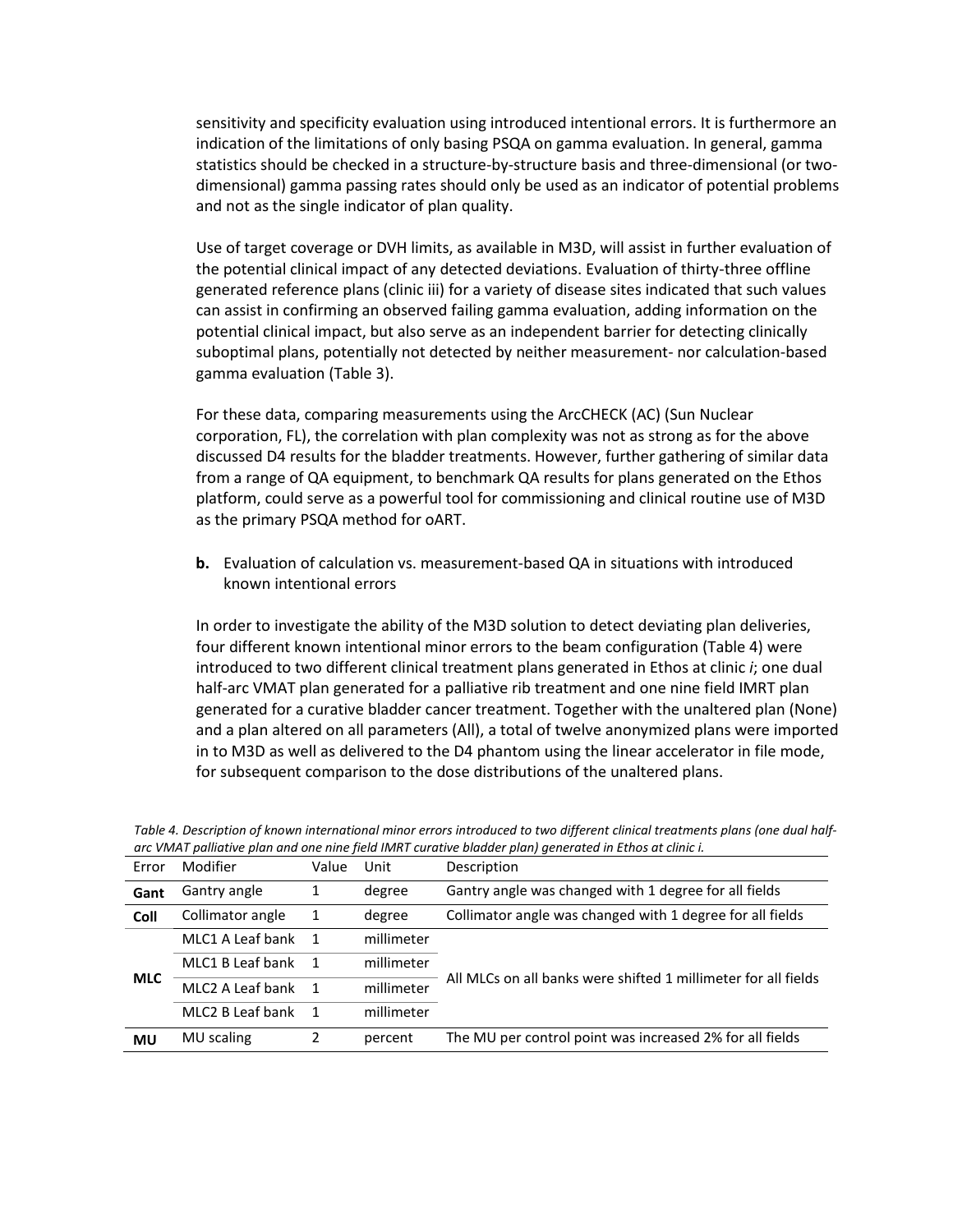sensitivity and specificity evaluation using introduced intentional errors. It is furthermore an indication of the limitations of only basing PSQA on gamma evaluation. In general, gamma statistics should be checked in a structure-by-structure basis and three-dimensional (or two-dimensional) gamma passing rates should only be used as an indicator of potential problems and not as the single indicator of plan quality.

Use of target coverage or DVH limits, as available in M3D, will assist in further evaluation of the potential clinical impact of any detected deviations. Evaluation of thirty-three offline generated reference plans (clinic iii) for a variety of disease sites indicated that such values can assist in confirming an observed failing gamma evaluation, adding information on the potential clinical impact, but also serve as an independent barrier for detecting clinically suboptimal plans, potentially not detected by neither measurement- nor calculation-based gamma evaluation (Table 3).

For these data, comparing measurements using the ArcCHECK (AC) (Sun Nuclear corporation, FL), the correlation with plan complexity was not as strong as for the above discussed D4 results for the bladder treatments. However, further gathering of similar data from a range of QA equipment, to benchmark QA results for plans generated on the Ethos platform, could serve as a powerful tool for commissioning and clinical routine use of M3D as the primary PSQA method for oART.

**b.** Evaluation of calculation vs. measurement-based QA in situations with introduced known intentional errors

In order to investigate the ability of the M3D solution to detect deviating plan deliveries, four different known intentional minor errors to the beam configuration (Table 4) were introduced to two different clinical treatment plans generated in Ethos at clinic *i*; one dual half-arc VMAT plan generated for a palliative rib treatment and one nine field IMRT plan generated for a curative bladder cancer treatment. Together with the unaltered plan (None) and a plan altered on all parameters (All), a total of twelve anonymized plans were imported in to M3D as well as delivered to the D4 phantom using the linear accelerator in file mode, for subsequent comparison to the dose distributions of the unaltered plans.

*Table 4. Description of known international minor errors introduced to two different clinical treatments plans (one dual half-arc VMAT palliative plan and one nine field IMRT curative bladder plan) generated in Ethos at clinic i.*

| Error | Modifier | Value | Unit | Description |
|---|---|---|---|---|
| **Gant** | Gantry angle | 1 | degree | Gantry angle was changed with 1 degree for all fields |
| **Coll** | Collimator angle | 1 | degree | Collimator angle was changed with 1 degree for all fields |
| **MLC** | MLC1 A Leaf bank | 1 | millimeter | All MLCs on all banks were shifted 1 millimeter for all fields |
| | MLC1 B Leaf bank | 1 | millimeter | |
| | MLC2 A Leaf bank | 1 | millimeter | |
| | MLC2 B Leaf bank | 1 | millimeter | |
| **MU** | MU scaling | 2 | percent | The MU per control point was increased 2% for all fields |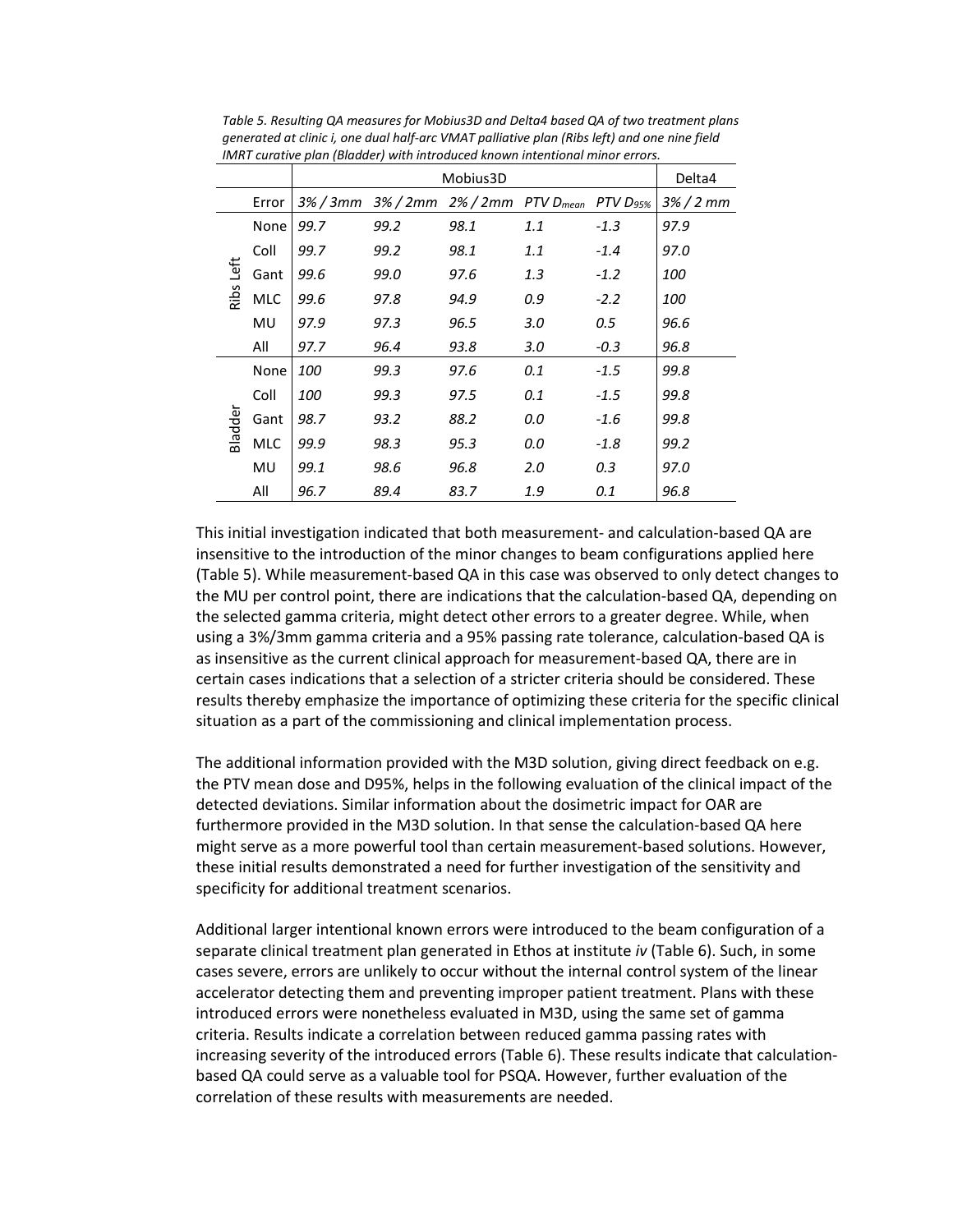*Table 5. Resulting QA measures for Mobius3D and Delta4 based QA of two treatment plans generated at clinic i, one dual half-arc VMAT palliative plan (Ribs left) and one nine field IMRT curative plan (Bladder) with introduced known intentional minor errors.*

| | | Mobius3D | | | | | Delta4 |
|---|---|---|---|---|---|---|---|
| | Error | *3% / 3mm* | *3% / 2mm* | *2% / 2mm* | *PTV $D_{mean}$* | *PTV $D_{95\%}$* | *3% / 2 mm* |
| Ribs Left | None | *99.7* | *99.2* | *98.1* | *1.1* | *-1.3* | *97.9* |
| | Coll | *99.7* | *99.2* | *98.1* | *1.1* | *-1.4* | *97.0* |
| | Gant | *99.6* | *99.0* | *97.6* | *1.3* | *-1.2* | *100* |
| | MLC | *99.6* | *97.8* | *94.9* | *0.9* | *-2.2* | *100* |
| | MU | *97.9* | *97.3* | *96.5* | *3.0* | *0.5* | *96.6* |
| | All | *97.7* | *96.4* | *93.8* | *3.0* | *-0.3* | *96.8* |
| Bladder | None | *100* | *99.3* | *97.6* | *0.1* | *-1.5* | *99.8* |
| | Coll | *100* | *99.3* | *97.5* | *0.1* | *-1.5* | *99.8* |
| | Gant | *98.7* | *93.2* | *88.2* | *0.0* | *-1.6* | *99.8* |
| | MLC | *99.9* | *98.3* | *95.3* | *0.0* | *-1.8* | *99.2* |
| | MU | *99.1* | *98.6* | *96.8* | *2.0* | *0.3* | *97.0* |
| | All | *96.7* | *89.4* | *83.7* | *1.9* | *0.1* | *96.8* |

This initial investigation indicated that both measurement- and calculation-based QA are insensitive to the introduction of the minor changes to beam configurations applied here (Table 5). While measurement-based QA in this case was observed to only detect changes to the MU per control point, there are indications that the calculation-based QA, depending on the selected gamma criteria, might detect other errors to a greater degree. While, when using a 3%/3mm gamma criteria and a 95% passing rate tolerance, calculation-based QA is as insensitive as the current clinical approach for measurement-based QA, there are in certain cases indications that a selection of a stricter criteria should be considered. These results thereby emphasize the importance of optimizing these criteria for the specific clinical situation as a part of the commissioning and clinical implementation process.

The additional information provided with the M3D solution, giving direct feedback on e.g. the PTV mean dose and D95%, helps in the following evaluation of the clinical impact of the detected deviations. Similar information about the dosimetric impact for OAR are furthermore provided in the M3D solution. In that sense the calculation-based QA here might serve as a more powerful tool than certain measurement-based solutions. However, these initial results demonstrated a need for further investigation of the sensitivity and specificity for additional treatment scenarios.

Additional larger intentional known errors were introduced to the beam configuration of a separate clinical treatment plan generated in Ethos at institute *iv* (Table 6). Such, in some cases severe, errors are unlikely to occur without the internal control system of the linear accelerator detecting them and preventing improper patient treatment. Plans with these introduced errors were nonetheless evaluated in M3D, using the same set of gamma criteria. Results indicate a correlation between reduced gamma passing rates with increasing severity of the introduced errors (Table 6). These results indicate that calculation-based QA could serve as a valuable tool for PSQA. However, further evaluation of the correlation of these results with measurements are needed.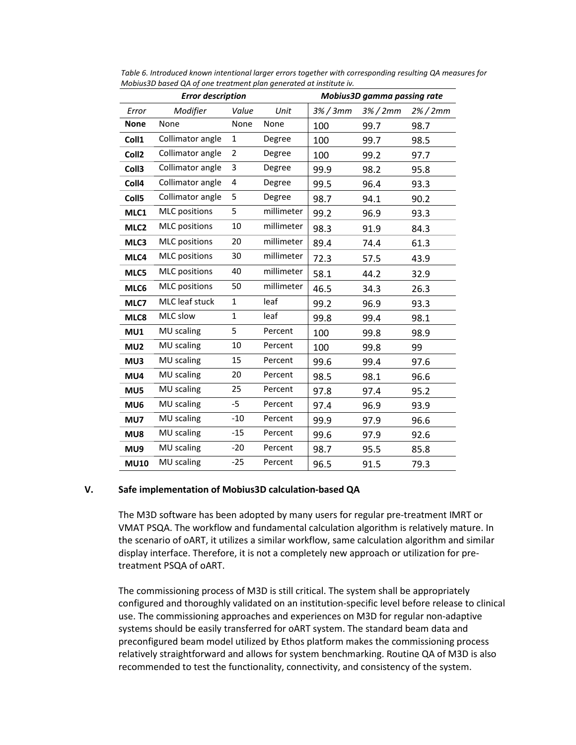*Table 6. Introduced known intentional larger errors together with corresponding resulting QA measures for Mobius3D based QA of one treatment plan generated at institute iv.*

| *Error description* | | | | *Mobius3D gamma passing rate* | | |
|---|---|---|---|---|---|---|
| *Error* | *Modifier* | *Value* | *Unit* | *3% / 3mm* | *3% / 2mm* | *2% / 2mm* |
| **None** | None | None | None | 100 | 99.7 | 98.7 |
| **Coll1** | Collimator angle | 1 | Degree | 100 | 99.7 | 98.5 |
| **Coll2** | Collimator angle | 2 | Degree | 100 | 99.2 | 97.7 |
| **Coll3** | Collimator angle | 3 | Degree | 99.9 | 98.2 | 95.8 |
| **Coll4** | Collimator angle | 4 | Degree | 99.5 | 96.4 | 93.3 |
| **Coll5** | Collimator angle | 5 | Degree | 98.7 | 94.1 | 90.2 |
| **MLC1** | MLC positions | 5 | millimeter | 99.2 | 96.9 | 93.3 |
| **MLC2** | MLC positions | 10 | millimeter | 98.3 | 91.9 | 84.3 |
| **MLC3** | MLC positions | 20 | millimeter | 89.4 | 74.4 | 61.3 |
| **MLC4** | MLC positions | 30 | millimeter | 72.3 | 57.5 | 43.9 |
| **MLC5** | MLC positions | 40 | millimeter | 58.1 | 44.2 | 32.9 |
| **MLC6** | MLC positions | 50 | millimeter | 46.5 | 34.3 | 26.3 |
| **MLC7** | MLC leaf stuck | 1 | leaf | 99.2 | 96.9 | 93.3 |
| **MLC8** | MLC slow | 1 | leaf | 99.8 | 99.4 | 98.1 |
| **MU1** | MU scaling | 5 | Percent | 100 | 99.8 | 98.9 |
| **MU2** | MU scaling | 10 | Percent | 100 | 99.8 | 99 |
| **MU3** | MU scaling | 15 | Percent | 99.6 | 99.4 | 97.6 |
| **MU4** | MU scaling | 20 | Percent | 98.5 | 98.1 | 96.6 |
| **MU5** | MU scaling | 25 | Percent | 97.8 | 97.4 | 95.2 |
| **MU6** | MU scaling | -5 | Percent | 97.4 | 96.9 | 93.9 |
| **MU7** | MU scaling | -10 | Percent | 99.9 | 97.9 | 96.6 |
| **MU8** | MU scaling | -15 | Percent | 99.6 | 97.9 | 92.6 |
| **MU9** | MU scaling | -20 | Percent | 98.7 | 95.5 | 85.8 |
| **MU10** | MU scaling | -25 | Percent | 96.5 | 91.5 | 79.3 |

## V. Safe implementation of Mobius3D calculation-based QA

The M3D software has been adopted by many users for regular pre-treatment IMRT or VMAT PSQA. The workflow and fundamental calculation algorithm is relatively mature. In the scenario of oART, it utilizes a similar workflow, same calculation algorithm and similar display interface. Therefore, it is not a completely new approach or utilization for pre-treatment PSQA of oART.

The commissioning process of M3D is still critical. The system shall be appropriately configured and thoroughly validated on an institution-specific level before release to clinical use. The commissioning approaches and experiences on M3D for regular non-adaptive systems should be easily transferred for oART system. The standard beam data and preconfigured beam model utilized by Ethos platform makes the commissioning process relatively straightforward and allows for system benchmarking. Routine QA of M3D is also recommended to test the functionality, connectivity, and consistency of the system.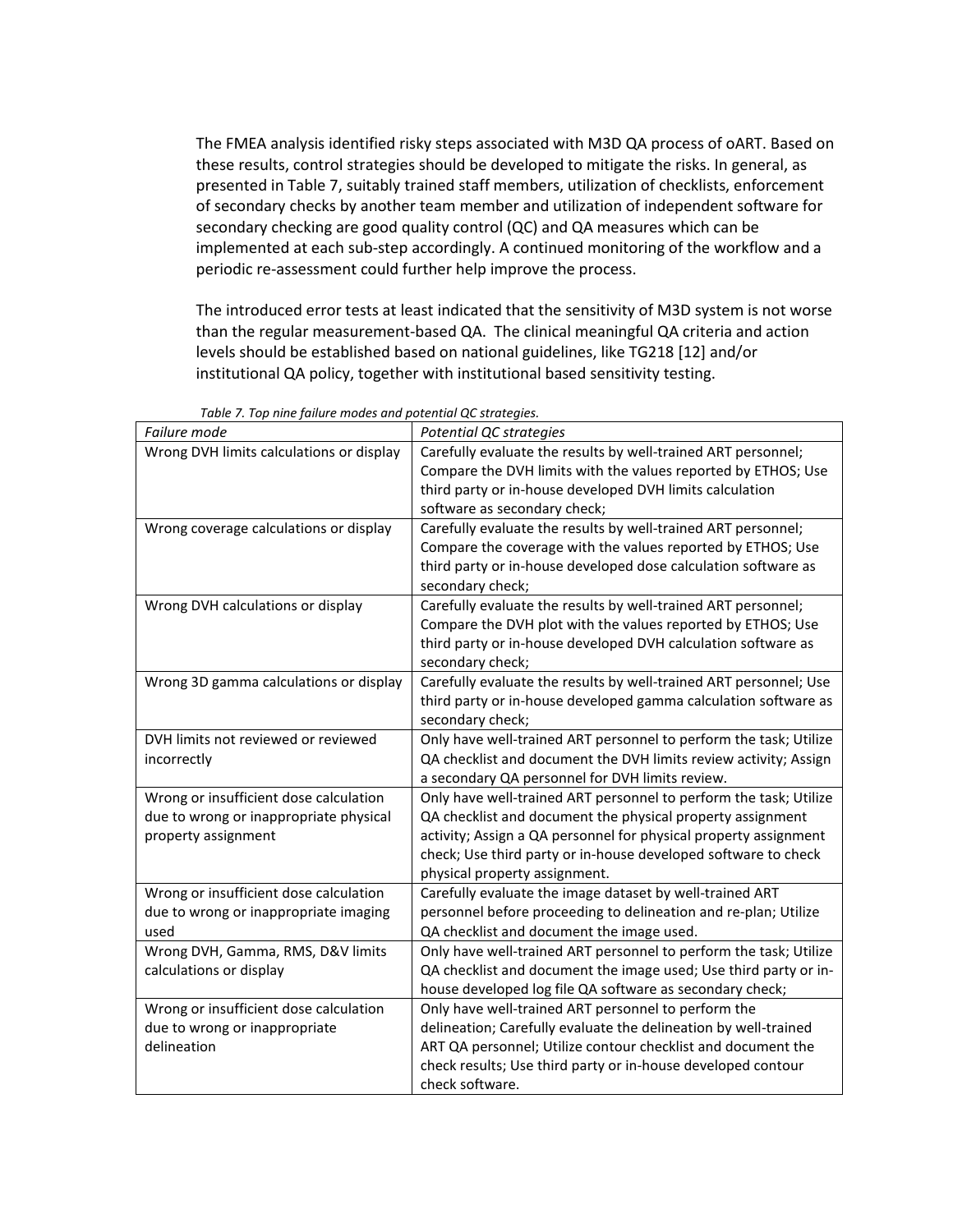The FMEA analysis identified risky steps associated with M3D QA process of oART. Based on these results, control strategies should be developed to mitigate the risks. In general, as presented in Table 7, suitably trained staff members, utilization of checklists, enforcement of secondary checks by another team member and utilization of independent software for secondary checking are good quality control (QC) and QA measures which can be implemented at each sub-step accordingly. A continued monitoring of the workflow and a periodic re-assessment could further help improve the process.

The introduced error tests at least indicated that the sensitivity of M3D system is not worse than the regular measurement-based QA. The clinical meaningful QA criteria and action levels should be established based on national guidelines, like TG218 [12] and/or institutional QA policy, together with institutional based sensitivity testing.

*Table 7. Top nine failure modes and potential QC strategies.*

| *Failure mode* | *Potential QC strategies* |
|---|---|
| Wrong DVH limits calculations or display | Carefully evaluate the results by well-trained ART personnel; Compare the DVH limits with the values reported by ETHOS; Use third party or in-house developed DVH limits calculation software as secondary check; |
| Wrong coverage calculations or display | Carefully evaluate the results by well-trained ART personnel; Compare the coverage with the values reported by ETHOS; Use third party or in-house developed dose calculation software as secondary check; |
| Wrong DVH calculations or display | Carefully evaluate the results by well-trained ART personnel; Compare the DVH plot with the values reported by ETHOS; Use third party or in-house developed DVH calculation software as secondary check; |
| Wrong 3D gamma calculations or display | Carefully evaluate the results by well-trained ART personnel; Use third party or in-house developed gamma calculation software as secondary check; |
| DVH limits not reviewed or reviewed incorrectly | Only have well-trained ART personnel to perform the task; Utilize QA checklist and document the DVH limits review activity; Assign a secondary QA personnel for DVH limits review. |
| Wrong or insufficient dose calculation due to wrong or inappropriate physical property assignment | Only have well-trained ART personnel to perform the task; Utilize QA checklist and document the physical property assignment activity; Assign a QA personnel for physical property assignment check; Use third party or in-house developed software to check physical property assignment. |
| Wrong or insufficient dose calculation due to wrong or inappropriate imaging used | Carefully evaluate the image dataset by well-trained ART personnel before proceeding to delineation and re-plan; Utilize QA checklist and document the image used. |
| Wrong DVH, Gamma, RMS, D&V limits calculations or display | Only have well-trained ART personnel to perform the task; Utilize QA checklist and document the image used; Use third party or in-house developed log file QA software as secondary check; |
| Wrong or insufficient dose calculation due to wrong or inappropriate delineation | Only have well-trained ART personnel to perform the delineation; Carefully evaluate the delineation by well-trained ART QA personnel; Utilize contour checklist and document the check results; Use third party or in-house developed contour check software. |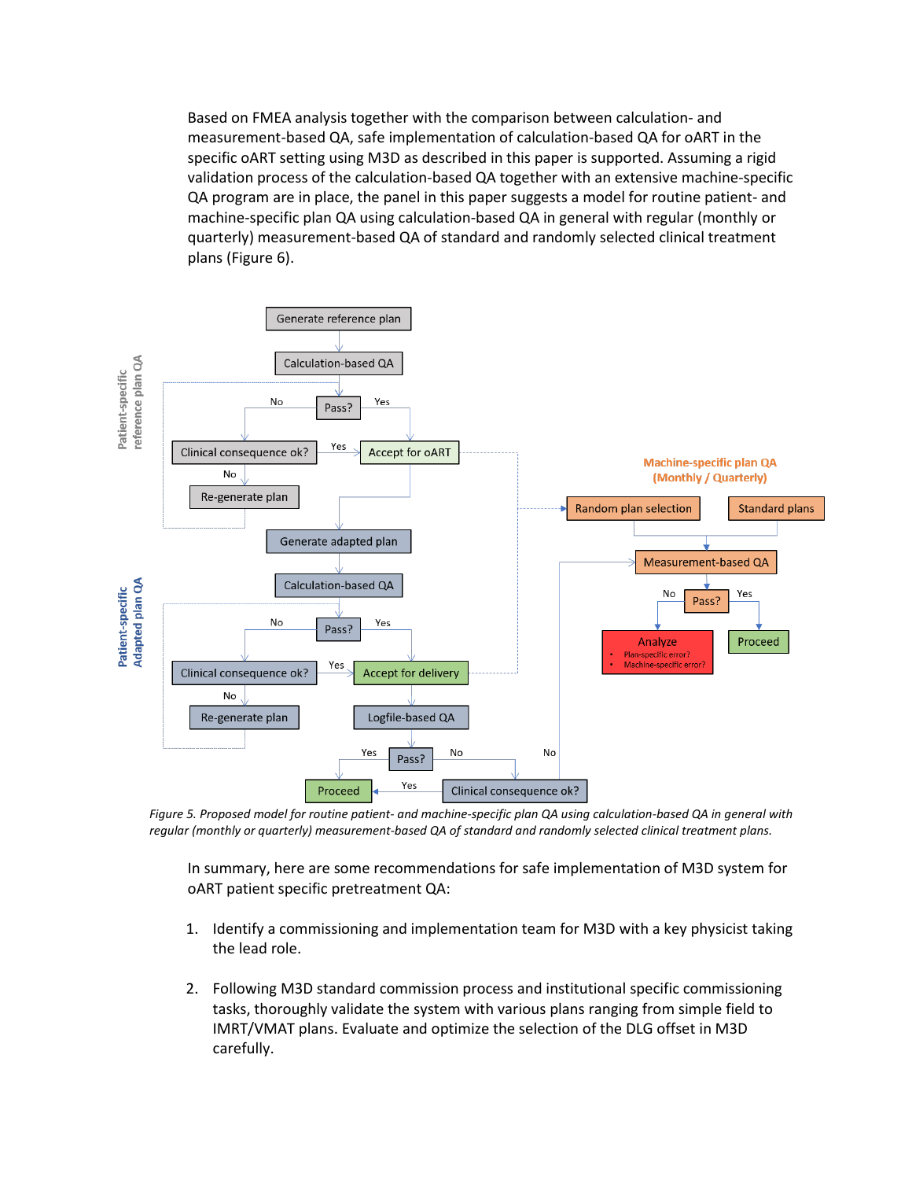Based on FMEA analysis together with the comparison between calculation- and measurement-based QA, safe implementation of calculation-based QA for oART in the specific oART setting using M3D as described in this paper is supported. Assuming a rigid validation process of the calculation-based QA together with an extensive machine-specific QA program are in place, the panel in this paper suggests a model for routine patient- and machine-specific plan QA using calculation-based QA in general with regular (monthly or quarterly) measurement-based QA of standard and randomly selected clinical treatment plans (Figure 6).

*Figure 5. Proposed model for routine patient- and machine-specific plan QA using calculation-based QA in general with regular (monthly or quarterly) measurement-based QA of standard and randomly selected clinical treatment plans.*

In summary, here are some recommendations for safe implementation of M3D system for oART patient specific pretreatment QA:

1. Identify a commissioning and implementation team for M3D with a key physicist taking the lead role.

2. Following M3D standard commission process and institutional specific commissioning tasks, thoroughly validate the system with various plans ranging from simple field to IMRT/VMAT plans. Evaluate and optimize the selection of the DLG offset in M3D carefully.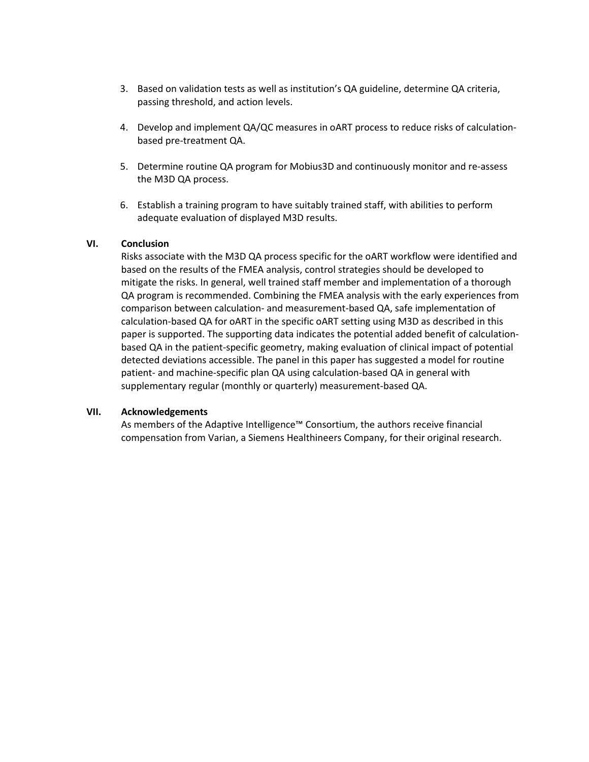3. Based on validation tests as well as institution's QA guideline, determine QA criteria, passing threshold, and action levels.

4. Develop and implement QA/QC measures in oART process to reduce risks of calculation-based pre-treatment QA.

5. Determine routine QA program for Mobius3D and continuously monitor and re-assess the M3D QA process.

6. Establish a training program to have suitably trained staff, with abilities to perform adequate evaluation of displayed M3D results.

## VI. Conclusion

Risks associate with the M3D QA process specific for the oART workflow were identified and based on the results of the FMEA analysis, control strategies should be developed to mitigate the risks. In general, well trained staff member and implementation of a thorough QA program is recommended. Combining the FMEA analysis with the early experiences from comparison between calculation- and measurement-based QA, safe implementation of calculation-based QA for oART in the specific oART setting using M3D as described in this paper is supported. The supporting data indicates the potential added benefit of calculation-based QA in the patient-specific geometry, making evaluation of clinical impact of potential detected deviations accessible. The panel in this paper has suggested a model for routine patient- and machine-specific plan QA using calculation-based QA in general with supplementary regular (monthly or quarterly) measurement-based QA.

## VII. Acknowledgements

As members of the Adaptive Intelligence™ Consortium, the authors receive financial compensation from Varian, a Siemens Healthineers Company, for their original research.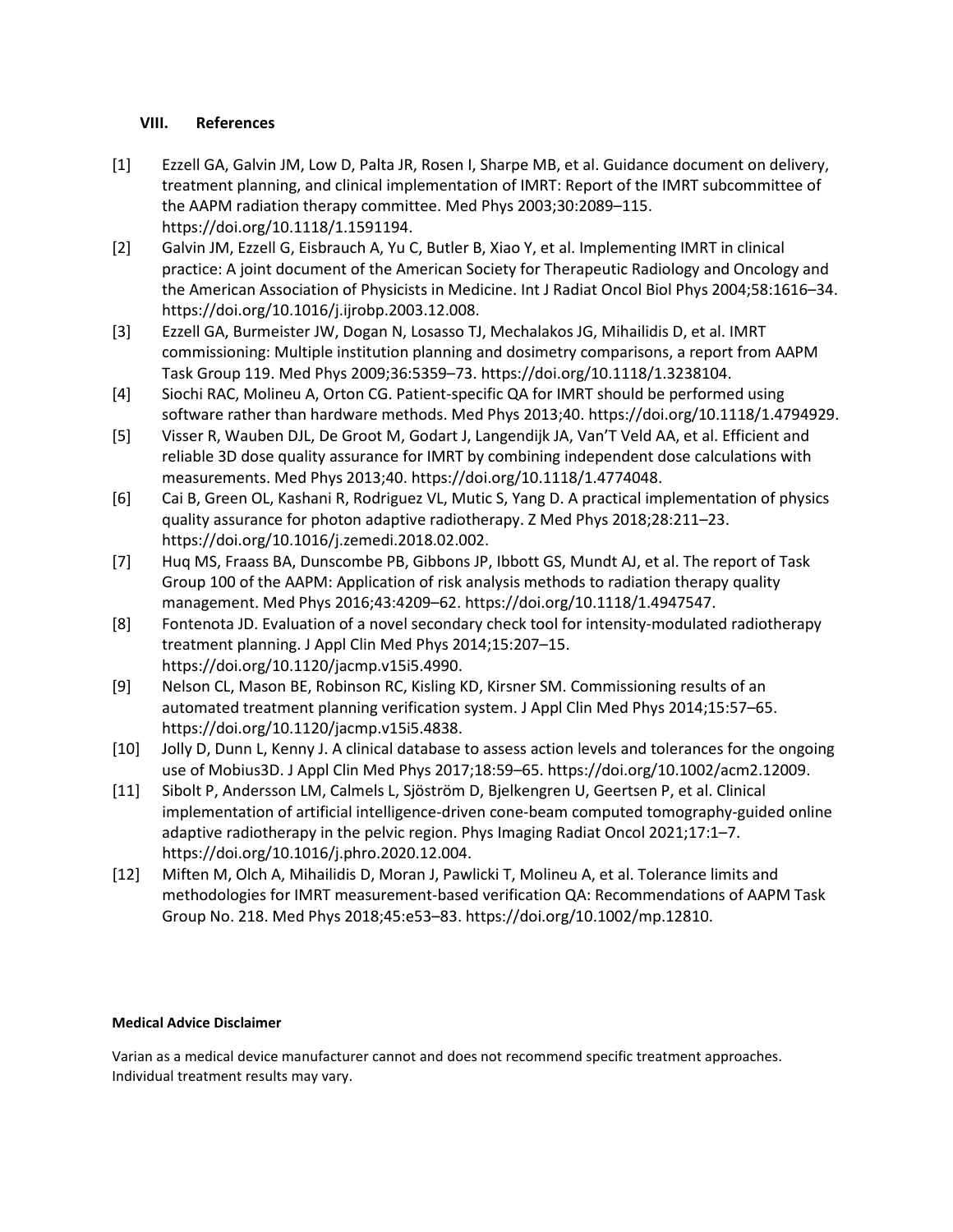## VIII. References

[1] Ezzell GA, Galvin JM, Low D, Palta JR, Rosen I, Sharpe MB, et al. Guidance document on delivery, treatment planning, and clinical implementation of IMRT: Report of the IMRT subcommittee of the AAPM radiation therapy committee. Med Phys 2003;30:2089–115. https://doi.org/10.1118/1.1591194.

[2] Galvin JM, Ezzell G, Eisbrauch A, Yu C, Butler B, Xiao Y, et al. Implementing IMRT in clinical practice: A joint document of the American Society for Therapeutic Radiology and Oncology and the American Association of Physicists in Medicine. Int J Radiat Oncol Biol Phys 2004;58:1616–34. https://doi.org/10.1016/j.ijrobp.2003.12.008.

[3] Ezzell GA, Burmeister JW, Dogan N, Losasso TJ, Mechalakos JG, Mihailidis D, et al. IMRT commissioning: Multiple institution planning and dosimetry comparisons, a report from AAPM Task Group 119. Med Phys 2009;36:5359–73. https://doi.org/10.1118/1.3238104.

[4] Siochi RAC, Molineu A, Orton CG. Patient-specific QA for IMRT should be performed using software rather than hardware methods. Med Phys 2013;40. https://doi.org/10.1118/1.4794929.

[5] Visser R, Wauben DJL, De Groot M, Godart J, Langendijk JA, Van'T Veld AA, et al. Efficient and reliable 3D dose quality assurance for IMRT by combining independent dose calculations with measurements. Med Phys 2013;40. https://doi.org/10.1118/1.4774048.

[6] Cai B, Green OL, Kashani R, Rodriguez VL, Mutic S, Yang D. A practical implementation of physics quality assurance for photon adaptive radiotherapy. Z Med Phys 2018;28:211–23. https://doi.org/10.1016/j.zemedi.2018.02.002.

[7] Huq MS, Fraass BA, Dunscombe PB, Gibbons JP, Ibbott GS, Mundt AJ, et al. The report of Task Group 100 of the AAPM: Application of risk analysis methods to radiation therapy quality management. Med Phys 2016;43:4209–62. https://doi.org/10.1118/1.4947547.

[8] Fontenota JD. Evaluation of a novel secondary check tool for intensity-modulated radiotherapy treatment planning. J Appl Clin Med Phys 2014;15:207–15. https://doi.org/10.1120/jacmp.v15i5.4990.

[9] Nelson CL, Mason BE, Robinson RC, Kisling KD, Kirsner SM. Commissioning results of an automated treatment planning verification system. J Appl Clin Med Phys 2014;15:57–65. https://doi.org/10.1120/jacmp.v15i5.4838.

[10] Jolly D, Dunn L, Kenny J. A clinical database to assess action levels and tolerances for the ongoing use of Mobius3D. J Appl Clin Med Phys 2017;18:59–65. https://doi.org/10.1002/acm2.12009.

[11] Sibolt P, Andersson LM, Calmels L, Sjöström D, Bjelkengren U, Geertsen P, et al. Clinical implementation of artificial intelligence-driven cone-beam computed tomography-guided online adaptive radiotherapy in the pelvic region. Phys Imaging Radiat Oncol 2021;17:1–7. https://doi.org/10.1016/j.phro.2020.12.004.

[12] Miften M, Olch A, Mihailidis D, Moran J, Pawlicki T, Molineu A, et al. Tolerance limits and methodologies for IMRT measurement-based verification QA: Recommendations of AAPM Task Group No. 218. Med Phys 2018;45:e53–83. https://doi.org/10.1002/mp.12810.

**Medical Advice Disclaimer**

Varian as a medical device manufacturer cannot and does not recommend specific treatment approaches. Individual treatment results may vary.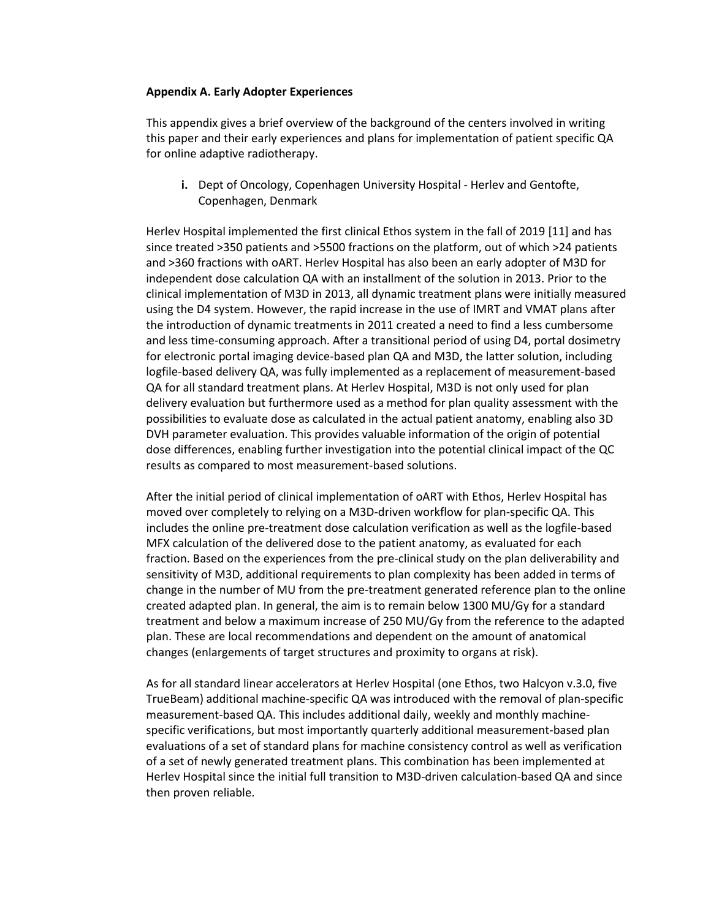**Appendix A. Early Adopter Experiences**

This appendix gives a brief overview of the background of the centers involved in writing this paper and their early experiences and plans for implementation of patient specific QA for online adaptive radiotherapy.

**i.** Dept of Oncology, Copenhagen University Hospital - Herlev and Gentofte, Copenhagen, Denmark

Herlev Hospital implemented the first clinical Ethos system in the fall of 2019 [11] and has since treated >350 patients and >5500 fractions on the platform, out of which >24 patients and >360 fractions with oART. Herlev Hospital has also been an early adopter of M3D for independent dose calculation QA with an installment of the solution in 2013. Prior to the clinical implementation of M3D in 2013, all dynamic treatment plans were initially measured using the D4 system. However, the rapid increase in the use of IMRT and VMAT plans after the introduction of dynamic treatments in 2011 created a need to find a less cumbersome and less time-consuming approach. After a transitional period of using D4, portal dosimetry for electronic portal imaging device-based plan QA and M3D, the latter solution, including logfile-based delivery QA, was fully implemented as a replacement of measurement-based QA for all standard treatment plans. At Herlev Hospital, M3D is not only used for plan delivery evaluation but furthermore used as a method for plan quality assessment with the possibilities to evaluate dose as calculated in the actual patient anatomy, enabling also 3D DVH parameter evaluation. This provides valuable information of the origin of potential dose differences, enabling further investigation into the potential clinical impact of the QC results as compared to most measurement-based solutions.

After the initial period of clinical implementation of oART with Ethos, Herlev Hospital has moved over completely to relying on a M3D-driven workflow for plan-specific QA. This includes the online pre-treatment dose calculation verification as well as the logfile-based MFX calculation of the delivered dose to the patient anatomy, as evaluated for each fraction. Based on the experiences from the pre-clinical study on the plan deliverability and sensitivity of M3D, additional requirements to plan complexity has been added in terms of change in the number of MU from the pre-treatment generated reference plan to the online created adapted plan. In general, the aim is to remain below 1300 MU/Gy for a standard treatment and below a maximum increase of 250 MU/Gy from the reference to the adapted plan. These are local recommendations and dependent on the amount of anatomical changes (enlargements of target structures and proximity to organs at risk).

As for all standard linear accelerators at Herlev Hospital (one Ethos, two Halcyon v.3.0, five TrueBeam) additional machine-specific QA was introduced with the removal of plan-specific measurement-based QA. This includes additional daily, weekly and monthly machine-specific verifications, but most importantly quarterly additional measurement-based plan evaluations of a set of standard plans for machine consistency control as well as verification of a set of newly generated treatment plans. This combination has been implemented at Herlev Hospital since the initial full transition to M3D-driven calculation-based QA and since then proven reliable.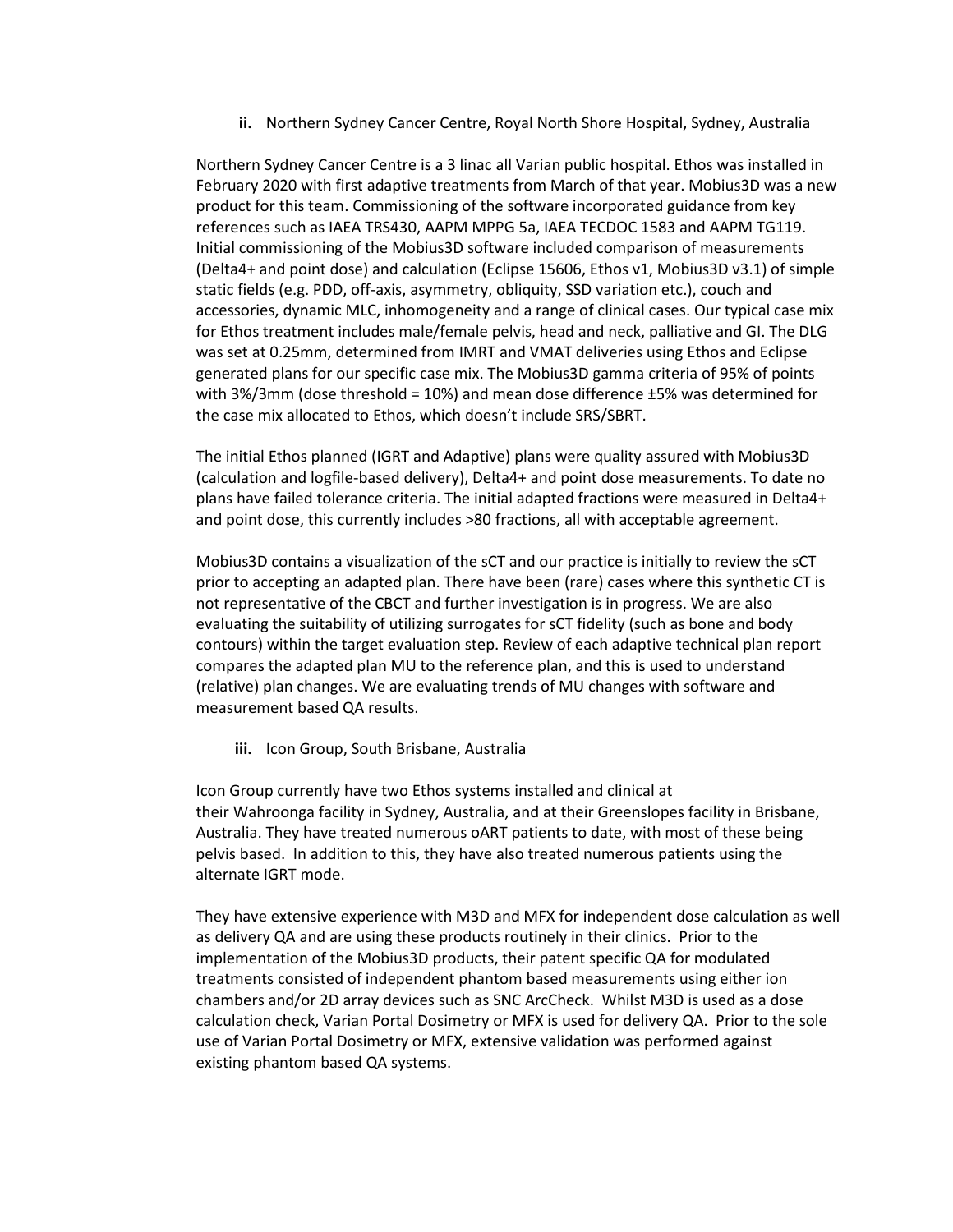**ii.** Northern Sydney Cancer Centre, Royal North Shore Hospital, Sydney, Australia

Northern Sydney Cancer Centre is a 3 linac all Varian public hospital. Ethos was installed in February 2020 with first adaptive treatments from March of that year. Mobius3D was a new product for this team. Commissioning of the software incorporated guidance from key references such as IAEA TRS430, AAPM MPPG 5a, IAEA TECDOC 1583 and AAPM TG119. Initial commissioning of the Mobius3D software included comparison of measurements (Delta4+ and point dose) and calculation (Eclipse 15606, Ethos v1, Mobius3D v3.1) of simple static fields (e.g. PDD, off-axis, asymmetry, obliquity, SSD variation etc.), couch and accessories, dynamic MLC, inhomogeneity and a range of clinical cases. Our typical case mix for Ethos treatment includes male/female pelvis, head and neck, palliative and GI. The DLG was set at 0.25mm, determined from IMRT and VMAT deliveries using Ethos and Eclipse generated plans for our specific case mix. The Mobius3D gamma criteria of 95% of points with 3%/3mm (dose threshold = 10%) and mean dose difference ±5% was determined for the case mix allocated to Ethos, which doesn't include SRS/SBRT.

The initial Ethos planned (IGRT and Adaptive) plans were quality assured with Mobius3D (calculation and logfile-based delivery), Delta4+ and point dose measurements. To date no plans have failed tolerance criteria. The initial adapted fractions were measured in Delta4+ and point dose, this currently includes >80 fractions, all with acceptable agreement.

Mobius3D contains a visualization of the sCT and our practice is initially to review the sCT prior to accepting an adapted plan. There have been (rare) cases where this synthetic CT is not representative of the CBCT and further investigation is in progress. We are also evaluating the suitability of utilizing surrogates for sCT fidelity (such as bone and body contours) within the target evaluation step. Review of each adaptive technical plan report compares the adapted plan MU to the reference plan, and this is used to understand (relative) plan changes. We are evaluating trends of MU changes with software and measurement based QA results.

**iii.** Icon Group, South Brisbane, Australia

Icon Group currently have two Ethos systems installed and clinical at their Wahroonga facility in Sydney, Australia, and at their Greenslopes facility in Brisbane, Australia. They have treated numerous oART patients to date, with most of these being pelvis based. In addition to this, they have also treated numerous patients using the alternate IGRT mode.

They have extensive experience with M3D and MFX for independent dose calculation as well as delivery QA and are using these products routinely in their clinics. Prior to the implementation of the Mobius3D products, their patent specific QA for modulated treatments consisted of independent phantom based measurements using either ion chambers and/or 2D array devices such as SNC ArcCheck. Whilst M3D is used as a dose calculation check, Varian Portal Dosimetry or MFX is used for delivery QA. Prior to the sole use of Varian Portal Dosimetry or MFX, extensive validation was performed against existing phantom based QA systems.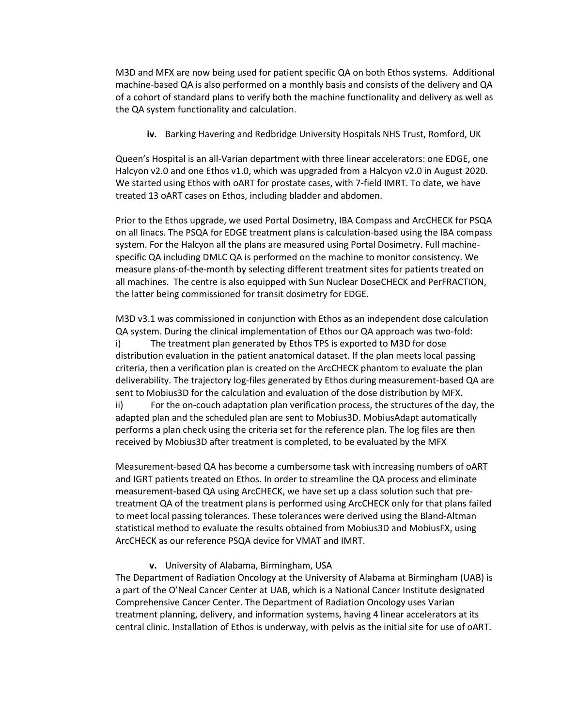M3D and MFX are now being used for patient specific QA on both Ethos systems. Additional machine-based QA is also performed on a monthly basis and consists of the delivery and QA of a cohort of standard plans to verify both the machine functionality and delivery as well as the QA system functionality and calculation.

**iv.** Barking Havering and Redbridge University Hospitals NHS Trust, Romford, UK

Queen's Hospital is an all-Varian department with three linear accelerators: one EDGE, one Halcyon v2.0 and one Ethos v1.0, which was upgraded from a Halcyon v2.0 in August 2020. We started using Ethos with oART for prostate cases, with 7-field IMRT. To date, we have treated 13 oART cases on Ethos, including bladder and abdomen.

Prior to the Ethos upgrade, we used Portal Dosimetry, IBA Compass and ArcCHECK for PSQA on all linacs. The PSQA for EDGE treatment plans is calculation-based using the IBA compass system. For the Halcyon all the plans are measured using Portal Dosimetry. Full machine-specific QA including DMLC QA is performed on the machine to monitor consistency. We measure plans-of-the-month by selecting different treatment sites for patients treated on all machines. The centre is also equipped with Sun Nuclear DoseCHECK and PerFRACTION, the latter being commissioned for transit dosimetry for EDGE.

M3D v3.1 was commissioned in conjunction with Ethos as an independent dose calculation QA system. During the clinical implementation of Ethos our QA approach was two-fold:
i) The treatment plan generated by Ethos TPS is exported to M3D for dose distribution evaluation in the patient anatomical dataset. If the plan meets local passing criteria, then a verification plan is created on the ArcCHECK phantom to evaluate the plan deliverability. The trajectory log-files generated by Ethos during measurement-based QA are sent to Mobius3D for the calculation and evaluation of the dose distribution by MFX.
ii) For the on-couch adaptation plan verification process, the structures of the day, the adapted plan and the scheduled plan are sent to Mobius3D. MobiusAdapt automatically performs a plan check using the criteria set for the reference plan. The log files are then received by Mobius3D after treatment is completed, to be evaluated by the MFX

Measurement-based QA has become a cumbersome task with increasing numbers of oART and IGRT patients treated on Ethos. In order to streamline the QA process and eliminate measurement-based QA using ArcCHECK, we have set up a class solution such that pre-treatment QA of the treatment plans is performed using ArcCHECK only for that plans failed to meet local passing tolerances. These tolerances were derived using the Bland-Altman statistical method to evaluate the results obtained from Mobius3D and MobiusFX, using ArcCHECK as our reference PSQA device for VMAT and IMRT.

**v.** University of Alabama, Birmingham, USA

The Department of Radiation Oncology at the University of Alabama at Birmingham (UAB) is a part of the O'Neal Cancer Center at UAB, which is a National Cancer Institute designated Comprehensive Cancer Center. The Department of Radiation Oncology uses Varian treatment planning, delivery, and information systems, having 4 linear accelerators at its central clinic. Installation of Ethos is underway, with pelvis as the initial site for use of oART.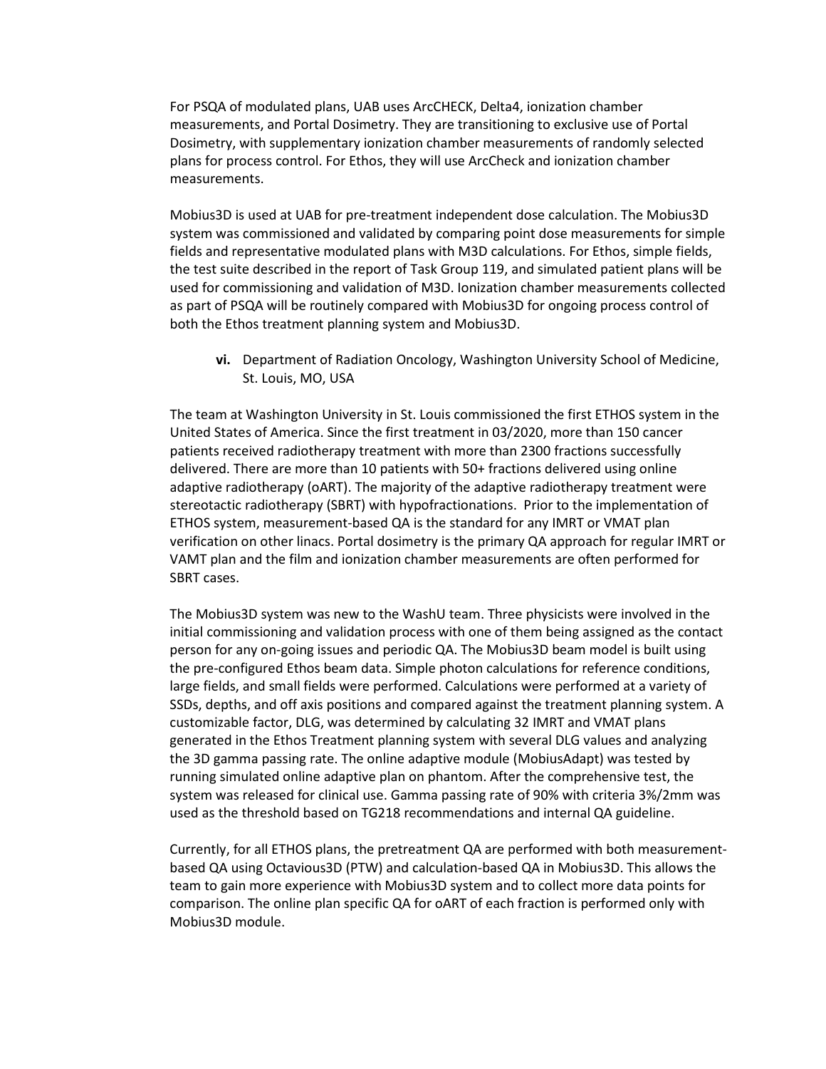For PSQA of modulated plans, UAB uses ArcCHECK, Delta4, ionization chamber measurements, and Portal Dosimetry. They are transitioning to exclusive use of Portal Dosimetry, with supplementary ionization chamber measurements of randomly selected plans for process control. For Ethos, they will use ArcCheck and ionization chamber measurements.

Mobius3D is used at UAB for pre-treatment independent dose calculation. The Mobius3D system was commissioned and validated by comparing point dose measurements for simple fields and representative modulated plans with M3D calculations. For Ethos, simple fields, the test suite described in the report of Task Group 119, and simulated patient plans will be used for commissioning and validation of M3D. Ionization chamber measurements collected as part of PSQA will be routinely compared with Mobius3D for ongoing process control of both the Ethos treatment planning system and Mobius3D.

**vi.** Department of Radiation Oncology, Washington University School of Medicine, St. Louis, MO, USA

The team at Washington University in St. Louis commissioned the first ETHOS system in the United States of America. Since the first treatment in 03/2020, more than 150 cancer patients received radiotherapy treatment with more than 2300 fractions successfully delivered. There are more than 10 patients with 50+ fractions delivered using online adaptive radiotherapy (oART). The majority of the adaptive radiotherapy treatment were stereotactic radiotherapy (SBRT) with hypofractionations. Prior to the implementation of ETHOS system, measurement-based QA is the standard for any IMRT or VMAT plan verification on other linacs. Portal dosimetry is the primary QA approach for regular IMRT or VAMT plan and the film and ionization chamber measurements are often performed for SBRT cases.

The Mobius3D system was new to the WashU team. Three physicists were involved in the initial commissioning and validation process with one of them being assigned as the contact person for any on-going issues and periodic QA. The Mobius3D beam model is built using the pre-configured Ethos beam data. Simple photon calculations for reference conditions, large fields, and small fields were performed. Calculations were performed at a variety of SSDs, depths, and off axis positions and compared against the treatment planning system. A customizable factor, DLG, was determined by calculating 32 IMRT and VMAT plans generated in the Ethos Treatment planning system with several DLG values and analyzing the 3D gamma passing rate. The online adaptive module (MobiusAdapt) was tested by running simulated online adaptive plan on phantom. After the comprehensive test, the system was released for clinical use. Gamma passing rate of 90% with criteria 3%/2mm was used as the threshold based on TG218 recommendations and internal QA guideline.

Currently, for all ETHOS plans, the pretreatment QA are performed with both measurement-based QA using Octavious3D (PTW) and calculation-based QA in Mobius3D. This allows the team to gain more experience with Mobius3D system and to collect more data points for comparison. The online plan specific QA for oART of each fraction is performed only with Mobius3D module.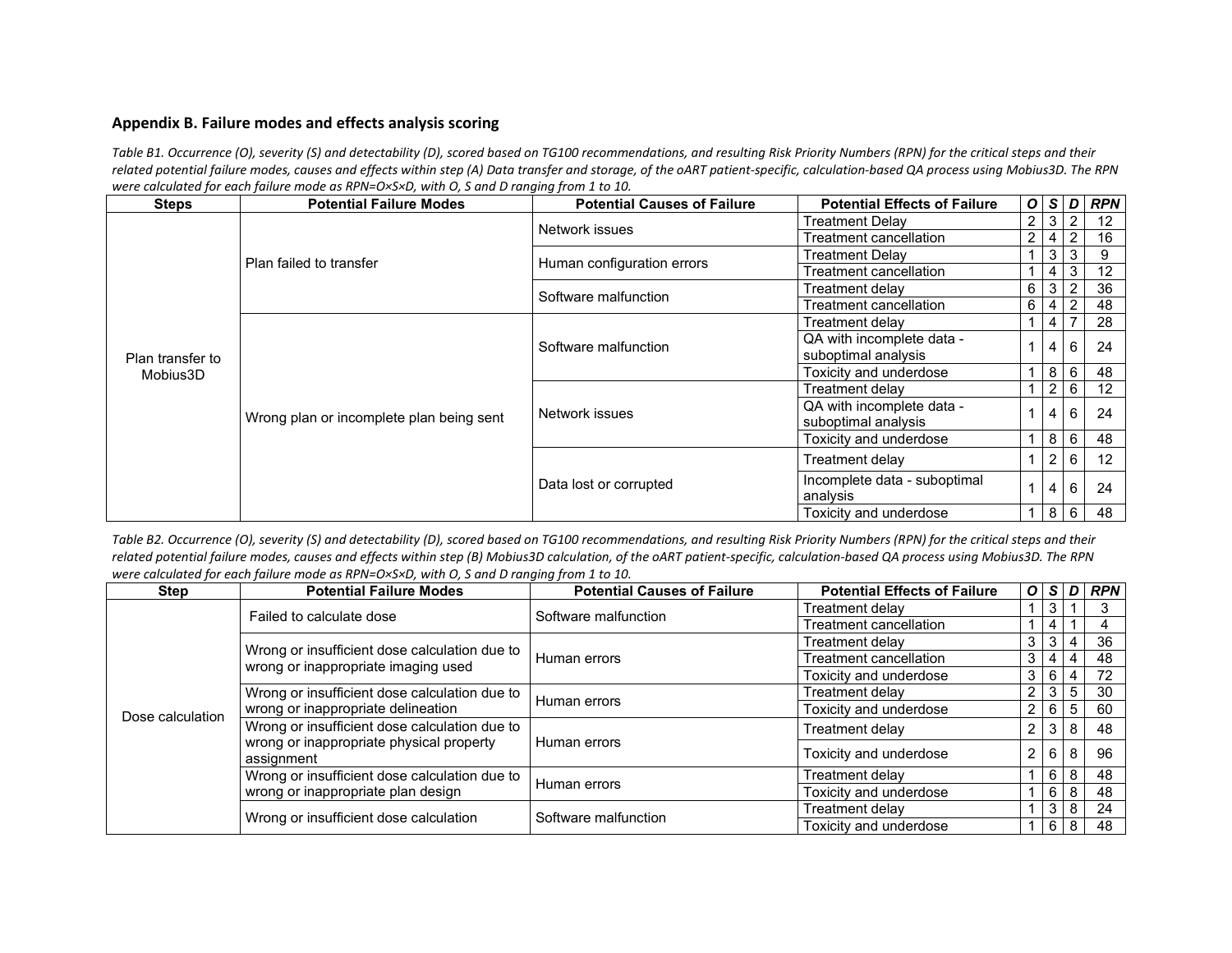## Appendix B. Failure modes and effects analysis scoring

*Table B1. Occurrence (O), severity (S) and detectability (D), scored based on TG100 recommendations, and resulting Risk Priority Numbers (RPN) for the critical steps and their related potential failure modes, causes and effects within step (A) Data transfer and storage, of the oART patient-specific, calculation-based QA process using Mobius3D. The RPN were calculated for each failure mode as RPN=O×S×D, with O, S and D ranging from 1 to 10.*

| Steps | Potential Failure Modes | Potential Causes of Failure | Potential Effects of Failure | O | S | D | RPN |
|---|---|---|---|---|---|---|---|
| Plan transfer to Mobius3D | Plan failed to transfer | Network issues | Treatment Delay | 2 | 3 | 2 | 12 |
| | | | Treatment cancellation | 2 | 4 | 2 | 16 |
| | | Human configuration errors | Treatment Delay | 1 | 3 | 3 | 9 |
| | | | Treatment cancellation | 1 | 4 | 3 | 12 |
| | | Software malfunction | Treatment delay | 6 | 3 | 2 | 36 |
| | | | Treatment cancellation | 6 | 4 | 2 | 48 |
| | Wrong plan or incomplete plan being sent | Software malfunction | Treatment delay | 1 | 4 | 7 | 28 |
| | | | QA with incomplete data - suboptimal analysis | 1 | 4 | 6 | 24 |
| | | | Toxicity and underdose | 1 | 8 | 6 | 48 |
| | | Network issues | Treatment delay | 1 | 2 | 6 | 12 |
| | | | QA with incomplete data - suboptimal analysis | 1 | 4 | 6 | 24 |
| | | | Toxicity and underdose | 1 | 8 | 6 | 48 |
| | | Data lost or corrupted | Treatment delay | 1 | 2 | 6 | 12 |
| | | | Incomplete data - suboptimal analysis | 1 | 4 | 6 | 24 |
| | | | Toxicity and underdose | 1 | 8 | 6 | 48 |

*Table B2. Occurrence (O), severity (S) and detectability (D), scored based on TG100 recommendations, and resulting Risk Priority Numbers (RPN) for the critical steps and their related potential failure modes, causes and effects within step (B) Mobius3D calculation, of the oART patient-specific, calculation-based QA process using Mobius3D. The RPN were calculated for each failure mode as RPN=O×S×D, with O, S and D ranging from 1 to 10.*

| Step | Potential Failure Modes | Potential Causes of Failure | Potential Effects of Failure | O | S | D | RPN |
|---|---|---|---|---|---|---|---|
| Dose calculation | Failed to calculate dose | Software malfunction | Treatment delay | 1 | 3 | 1 | 3 |
| | | | Treatment cancellation | 1 | 4 | 1 | 4 |
| | Wrong or insufficient dose calculation due to wrong or inappropriate imaging used | Human errors | Treatment delay | 3 | 3 | 4 | 36 |
| | | | Treatment cancellation | 3 | 4 | 4 | 48 |
| | | | Toxicity and underdose | 3 | 6 | 4 | 72 |
| | Wrong or insufficient dose calculation due to wrong or inappropriate delineation | Human errors | Treatment delay | 2 | 3 | 5 | 30 |
| | | | Toxicity and underdose | 2 | 6 | 5 | 60 |
| | Wrong or insufficient dose calculation due to wrong or inappropriate physical property assignment | Human errors | Treatment delay | 2 | 3 | 8 | 48 |
| | | | Toxicity and underdose | 2 | 6 | 8 | 96 |
| | Wrong or insufficient dose calculation due to wrong or inappropriate plan design | Human errors | Treatment delay | 1 | 6 | 8 | 48 |
| | | | Toxicity and underdose | 1 | 6 | 8 | 48 |
| | Wrong or insufficient dose calculation | Software malfunction | Treatment delay | 1 | 3 | 8 | 24 |
| | | | Toxicity and underdose | 1 | 6 | 8 | 48 |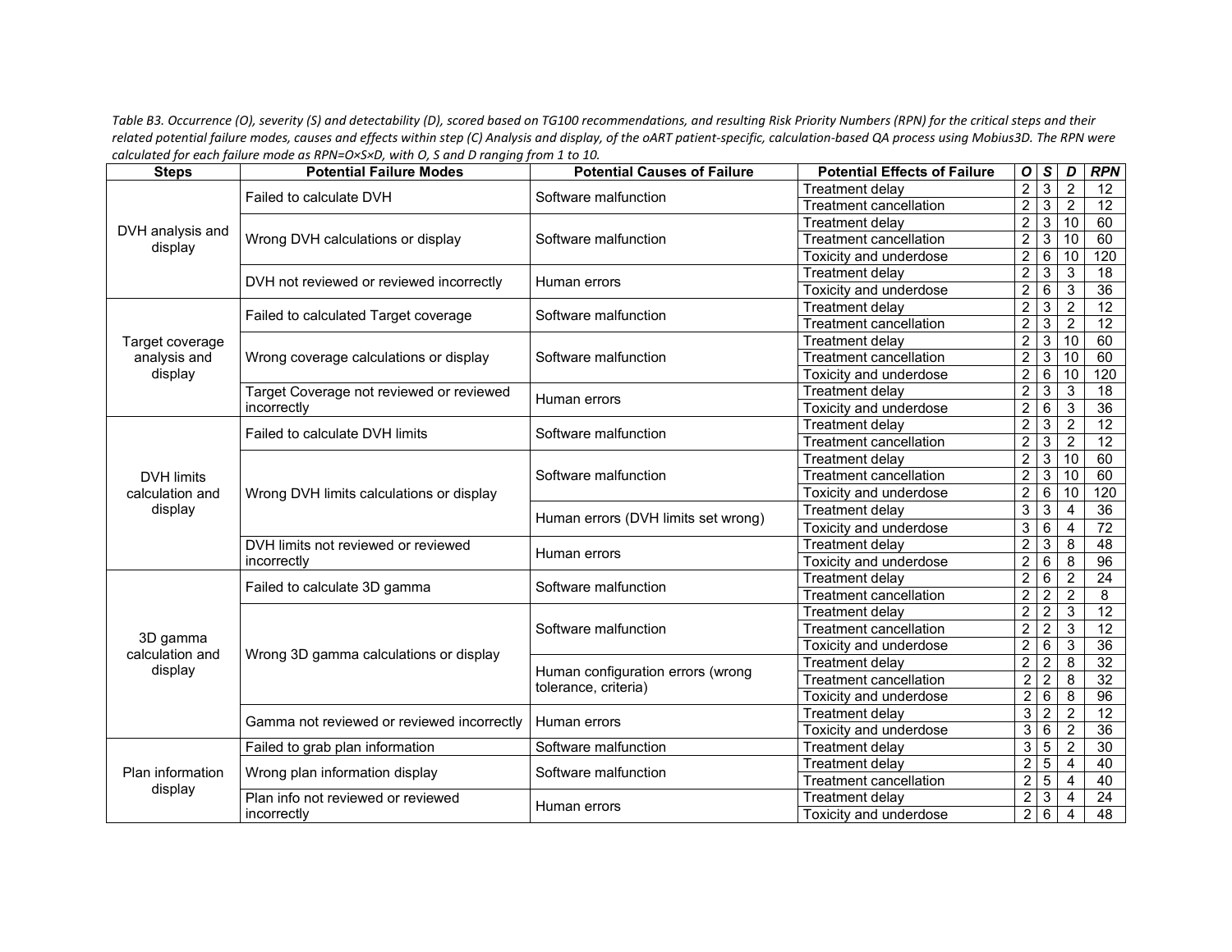*Table B3. Occurrence (O), severity (S) and detectability (D), scored based on TG100 recommendations, and resulting Risk Priority Numbers (RPN) for the critical steps and their related potential failure modes, causes and effects within step (C) Analysis and display, of the oART patient-specific, calculation-based QA process using Mobius3D. The RPN were calculated for each failure mode as RPN=O×S×D, with O, S and D ranging from 1 to 10.*

| Steps | Potential Failure Modes | Potential Causes of Failure | Potential Effects of Failure | *O* | *S* | *D* | *RPN* |
|---|---|---|---|---|---|---|---|
| DVH analysis and display | Failed to calculate DVH | Software malfunction | Treatment delay | 2 | 3 | 2 | 12 |
| | | | Treatment cancellation | 2 | 3 | 2 | 12 |
| | Wrong DVH calculations or display | Software malfunction | Treatment delay | 2 | 3 | 10 | 60 |
| | | | Treatment cancellation | 2 | 3 | 10 | 60 |
| | | | Toxicity and underdose | 2 | 6 | 10 | 120 |
| | DVH not reviewed or reviewed incorrectly | Human errors | Treatment delay | 2 | 3 | 3 | 18 |
| | | | Toxicity and underdose | 2 | 6 | 3 | 36 |
| Target coverage analysis and display | Failed to calculated Target coverage | Software malfunction | Treatment delay | 2 | 3 | 2 | 12 |
| | | | Treatment cancellation | 2 | 3 | 2 | 12 |
| | Wrong coverage calculations or display | Software malfunction | Treatment delay | 2 | 3 | 10 | 60 |
| | | | Treatment cancellation | 2 | 3 | 10 | 60 |
| | | | Toxicity and underdose | 2 | 6 | 10 | 120 |
| | Target Coverage not reviewed or reviewed incorrectly | Human errors | Treatment delay | 2 | 3 | 3 | 18 |
| | | | Toxicity and underdose | 2 | 6 | 3 | 36 |
| DVH limits calculation and display | Failed to calculate DVH limits | Software malfunction | Treatment delay | 2 | 3 | 2 | 12 |
| | | | Treatment cancellation | 2 | 3 | 2 | 12 |
| | Wrong DVH limits calculations or display | Software malfunction | Treatment delay | 2 | 3 | 10 | 60 |
| | | | Treatment cancellation | 2 | 3 | 10 | 60 |
| | | | Toxicity and underdose | 2 | 6 | 10 | 120 |
| | | Human errors (DVH limits set wrong) | Treatment delay | 3 | 3 | 4 | 36 |
| | | | Toxicity and underdose | 3 | 6 | 4 | 72 |
| | DVH limits not reviewed or reviewed incorrectly | Human errors | Treatment delay | 2 | 3 | 8 | 48 |
| | | | Toxicity and underdose | 2 | 6 | 8 | 96 |
| 3D gamma calculation and display | Failed to calculate 3D gamma | Software malfunction | Treatment delay | 2 | 6 | 2 | 24 |
| | | | Treatment cancellation | 2 | 2 | 2 | 8 |
| | Wrong 3D gamma calculations or display | Software malfunction | Treatment delay | 2 | 2 | 3 | 12 |
| | | | Treatment cancellation | 2 | 2 | 3 | 12 |
| | | | Toxicity and underdose | 2 | 6 | 3 | 36 |
| | | Human configuration errors (wrong tolerance, criteria) | Treatment delay | 2 | 2 | 8 | 32 |
| | | | Treatment cancellation | 2 | 2 | 8 | 32 |
| | | | Toxicity and underdose | 2 | 6 | 8 | 96 |
| | Gamma not reviewed or reviewed incorrectly | Human errors | Treatment delay | 3 | 2 | 2 | 12 |
| | | | Toxicity and underdose | 3 | 6 | 2 | 36 |
| Plan information display | Failed to grab plan information | Software malfunction | Treatment delay | 3 | 5 | 2 | 30 |
| | Wrong plan information display | Software malfunction | Treatment delay | 2 | 5 | 4 | 40 |
| | | | Treatment cancellation | 2 | 5 | 4 | 40 |
| | Plan info not reviewed or reviewed incorrectly | Human errors | Treatment delay | 2 | 3 | 4 | 24 |
| | | | Toxicity and underdose | 2 | 6 | 4 | 48 |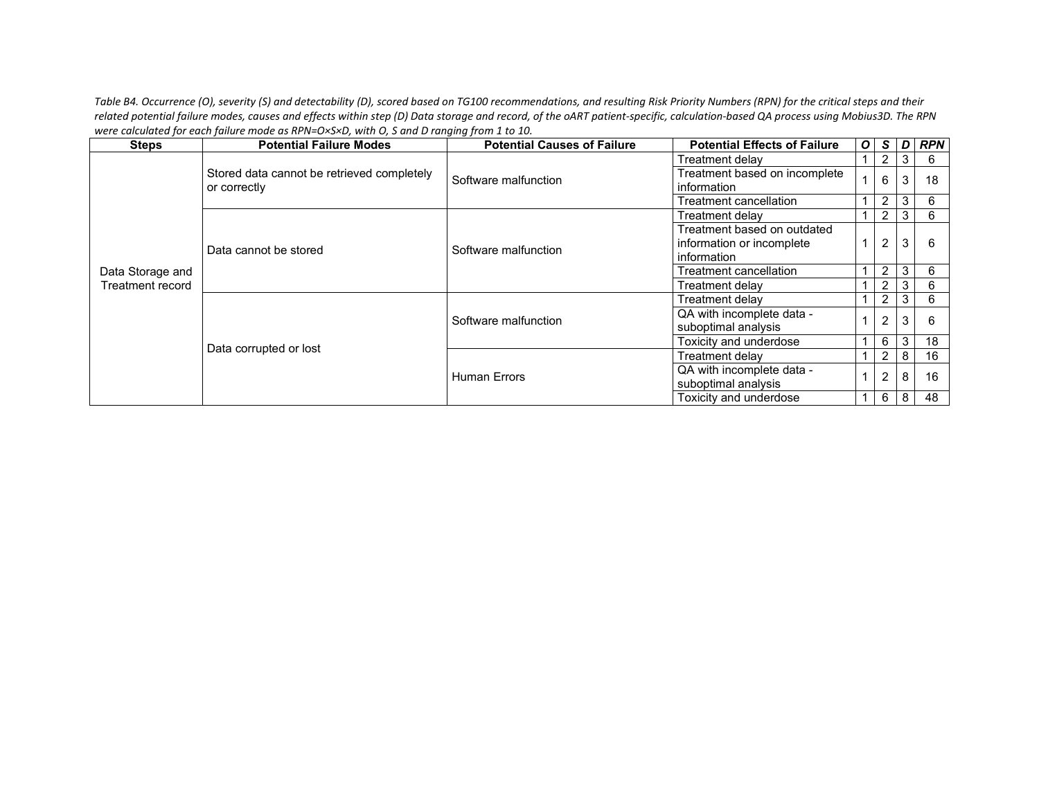*Table B4. Occurrence (O), severity (S) and detectability (D), scored based on TG100 recommendations, and resulting Risk Priority Numbers (RPN) for the critical steps and their related potential failure modes, causes and effects within step (D) Data storage and record, of the oART patient-specific, calculation-based QA process using Mobius3D. The RPN were calculated for each failure mode as RPN=O×S×D, with O, S and D ranging from 1 to 10.*

| Steps | Potential Failure Modes | Potential Causes of Failure | Potential Effects of Failure | *O* | *S* | *D* | *RPN* |
|---|---|---|---|---|---|---|---|
| Data Storage and Treatment record | Stored data cannot be retrieved completely or correctly | Software malfunction | Treatment delay | 1 | 2 | 3 | 6 |
| | | | Treatment based on incomplete information | 1 | 6 | 3 | 18 |
| | | | Treatment cancellation | 1 | 2 | 3 | 6 |
| | Data cannot be stored | Software malfunction | Treatment delay | 1 | 2 | 3 | 6 |
| | | | Treatment based on outdated information or incomplete information | 1 | 2 | 3 | 6 |
| | | | Treatment cancellation | 1 | 2 | 3 | 6 |
| | | | Treatment delay | 1 | 2 | 3 | 6 |
| | Data corrupted or lost | Software malfunction | Treatment delay | 1 | 2 | 3 | 6 |
| | | | QA with incomplete data - suboptimal analysis | 1 | 2 | 3 | 6 |
| | | | Toxicity and underdose | 1 | 6 | 3 | 18 |
| | | Human Errors | Treatment delay | 1 | 2 | 8 | 16 |
| | | | QA with incomplete data - suboptimal analysis | 1 | 2 | 8 | 16 |
| | | | Toxicity and underdose | 1 | 6 | 8 | 48 |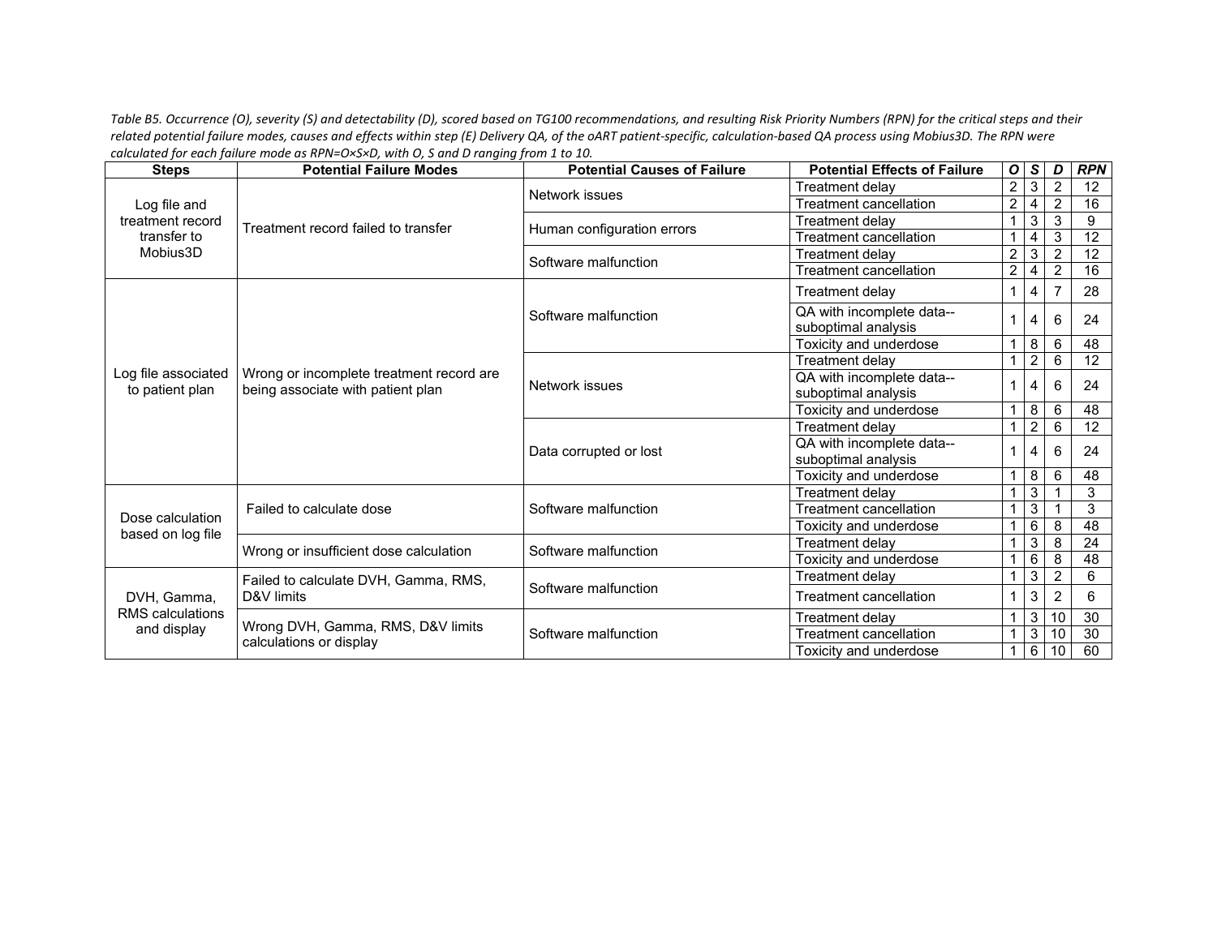*Table B5. Occurrence (O), severity (S) and detectability (D), scored based on TG100 recommendations, and resulting Risk Priority Numbers (RPN) for the critical steps and their related potential failure modes, causes and effects within step (E) Delivery QA, of the oART patient-specific, calculation-based QA process using Mobius3D. The RPN were calculated for each failure mode as RPN=O×S×D, with O, S and D ranging from 1 to 10.*

| Steps | Potential Failure Modes | Potential Causes of Failure | Potential Effects of Failure | O | S | D | RPN |
|---|---|---|---|---|---|---|---|
| Log file and treatment record transfer to Mobius3D | Treatment record failed to transfer | Network issues | Treatment delay | 2 | 3 | 2 | 12 |
| | | | Treatment cancellation | 2 | 4 | 2 | 16 |
| | | Human configuration errors | Treatment delay | 1 | 3 | 3 | 9 |
| | | | Treatment cancellation | 1 | 4 | 3 | 12 |
| | | Software malfunction | Treatment delay | 2 | 3 | 2 | 12 |
| | | | Treatment cancellation | 2 | 4 | 2 | 16 |
| Log file associated to patient plan | Wrong or incomplete treatment record are being associate with patient plan | Software malfunction | Treatment delay | 1 | 4 | 7 | 28 |
| | | | QA with incomplete data--suboptimal analysis | 1 | 4 | 6 | 24 |
| | | | Toxicity and underdose | 1 | 8 | 6 | 48 |
| | | Network issues | Treatment delay | 1 | 2 | 6 | 12 |
| | | | QA with incomplete data--suboptimal analysis | 1 | 4 | 6 | 24 |
| | | | Toxicity and underdose | 1 | 8 | 6 | 48 |
| | | Data corrupted or lost | Treatment delay | 1 | 2 | 6 | 12 |
| | | | QA with incomplete data--suboptimal analysis | 1 | 4 | 6 | 24 |
| | | | Toxicity and underdose | 1 | 8 | 6 | 48 |
| Dose calculation based on log file | Failed to calculate dose | Software malfunction | Treatment delay | 1 | 3 | 1 | 3 |
| | | | Treatment cancellation | 1 | 3 | 1 | 3 |
| | | | Toxicity and underdose | 1 | 6 | 8 | 48 |
| | Wrong or insufficient dose calculation | Software malfunction | Treatment delay | 1 | 3 | 8 | 24 |
| | | | Toxicity and underdose | 1 | 6 | 8 | 48 |
| DVH, Gamma, RMS calculations and display | Failed to calculate DVH, Gamma, RMS, D&V limits | Software malfunction | Treatment delay | 1 | 3 | 2 | 6 |
| | | | Treatment cancellation | 1 | 3 | 2 | 6 |
| | Wrong DVH, Gamma, RMS, D&V limits calculations or display | Software malfunction | Treatment delay | 1 | 3 | 10 | 30 |
| | | | Treatment cancellation | 1 | 3 | 10 | 30 |
| | | | Toxicity and underdose | 1 | 6 | 10 | 60 |